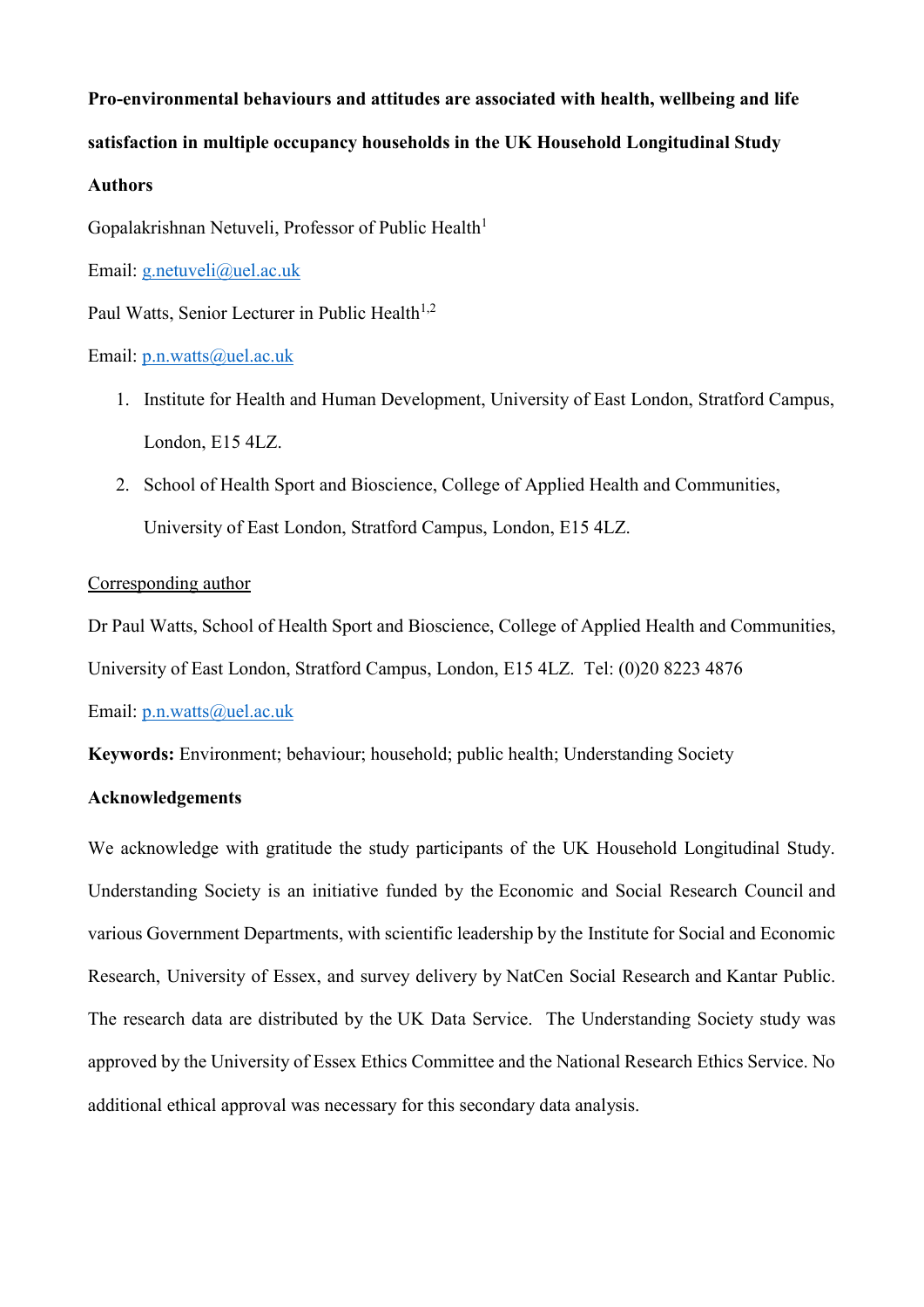**Pro-environmental behaviours and attitudes are associated with health, wellbeing and life satisfaction in multiple occupancy households in the UK Household Longitudinal Study**

**Authors**

Gopalakrishnan Netuveli, Professor of Public Health[1]

Email: g.netuveli@uel.ac.uk

Paul Watts, Senior Lecturer in Public Health[1,2]

Email: p.n.watts@uel.ac.uk

1. Institute for Health and Human Development, University of East London, Stratford Campus, London, E15 4LZ.
2. School of Health Sport and Bioscience, College of Applied Health and Communities, University of East London, Stratford Campus, London, E15 4LZ.

Corresponding author

Dr Paul Watts, School of Health Sport and Bioscience, College of Applied Health and Communities, University of East London, Stratford Campus, London, E15 4LZ. Tel: (0)20 8223 4876

Email: p.n.watts@uel.ac.uk

**Keywords:** Environment; behaviour; household; public health; Understanding Society

**Acknowledgements**

We acknowledge with gratitude the study participants of the UK Household Longitudinal Study. Understanding Society is an initiative funded by the Economic and Social Research Council and various Government Departments, with scientific leadership by the Institute for Social and Economic Research, University of Essex, and survey delivery by NatCen Social Research and Kantar Public. The research data are distributed by the UK Data Service. The Understanding Society study was approved by the University of Essex Ethics Committee and the National Research Ethics Service. No additional ethical approval was necessary for this secondary data analysis.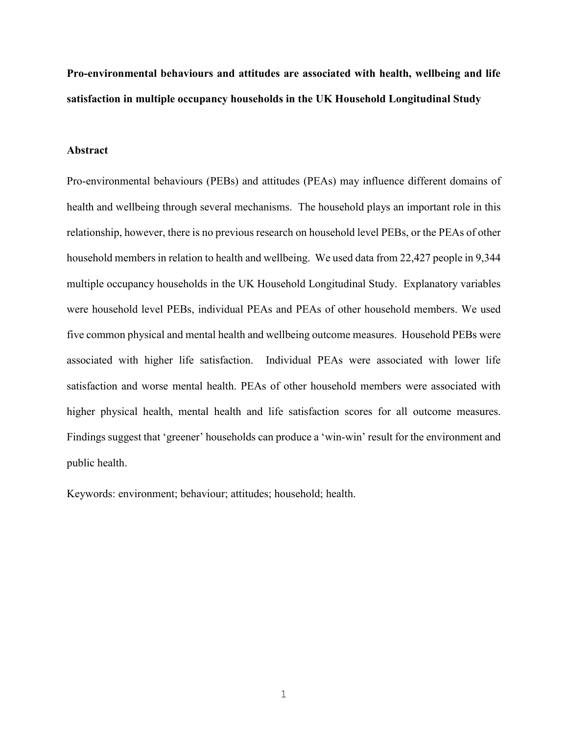**Pro-environmental behaviours and attitudes are associated with health, wellbeing and life satisfaction in multiple occupancy households in the UK Household Longitudinal Study**

## Abstract

Pro-environmental behaviours (PEBs) and attitudes (PEAs) may influence different domains of health and wellbeing through several mechanisms. The household plays an important role in this relationship, however, there is no previous research on household level PEBs, or the PEAs of other household members in relation to health and wellbeing. We used data from 22,427 people in 9,344 multiple occupancy households in the UK Household Longitudinal Study. Explanatory variables were household level PEBs, individual PEAs and PEAs of other household members. We used five common physical and mental health and wellbeing outcome measures. Household PEBs were associated with higher life satisfaction. Individual PEAs were associated with lower life satisfaction and worse mental health. PEAs of other household members were associated with higher physical health, mental health and life satisfaction scores for all outcome measures. Findings suggest that 'greener' households can produce a 'win-win' result for the environment and public health.

Keywords: environment; behaviour; attitudes; household; health.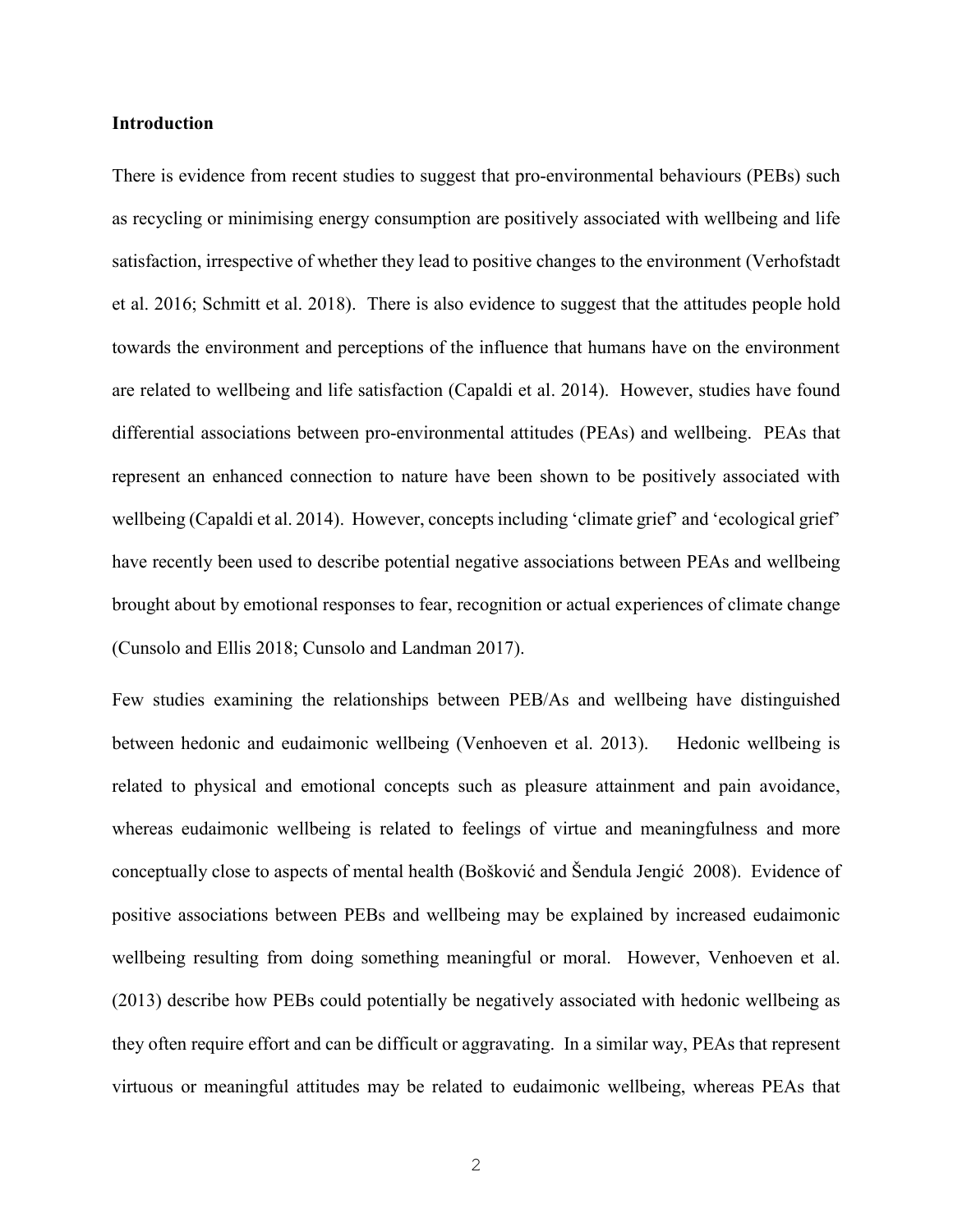## Introduction

There is evidence from recent studies to suggest that pro-environmental behaviours (PEBs) such as recycling or minimising energy consumption are positively associated with wellbeing and life satisfaction, irrespective of whether they lead to positive changes to the environment (Verhofstadt et al. 2016; Schmitt et al. 2018). There is also evidence to suggest that the attitudes people hold towards the environment and perceptions of the influence that humans have on the environment are related to wellbeing and life satisfaction (Capaldi et al. 2014). However, studies have found differential associations between pro-environmental attitudes (PEAs) and wellbeing. PEAs that represent an enhanced connection to nature have been shown to be positively associated with wellbeing (Capaldi et al. 2014). However, concepts including 'climate grief' and 'ecological grief' have recently been used to describe potential negative associations between PEAs and wellbeing brought about by emotional responses to fear, recognition or actual experiences of climate change (Cunsolo and Ellis 2018; Cunsolo and Landman 2017).

Few studies examining the relationships between PEB/As and wellbeing have distinguished between hedonic and eudaimonic wellbeing (Venhoeven et al. 2013). Hedonic wellbeing is related to physical and emotional concepts such as pleasure attainment and pain avoidance, whereas eudaimonic wellbeing is related to feelings of virtue and meaningfulness and more conceptually close to aspects of mental health (Bošković and Šendula Jengić 2008). Evidence of positive associations between PEBs and wellbeing may be explained by increased eudaimonic wellbeing resulting from doing something meaningful or moral. However, Venhoeven et al. (2013) describe how PEBs could potentially be negatively associated with hedonic wellbeing as they often require effort and can be difficult or aggravating. In a similar way, PEAs that represent virtuous or meaningful attitudes may be related to eudaimonic wellbeing, whereas PEAs that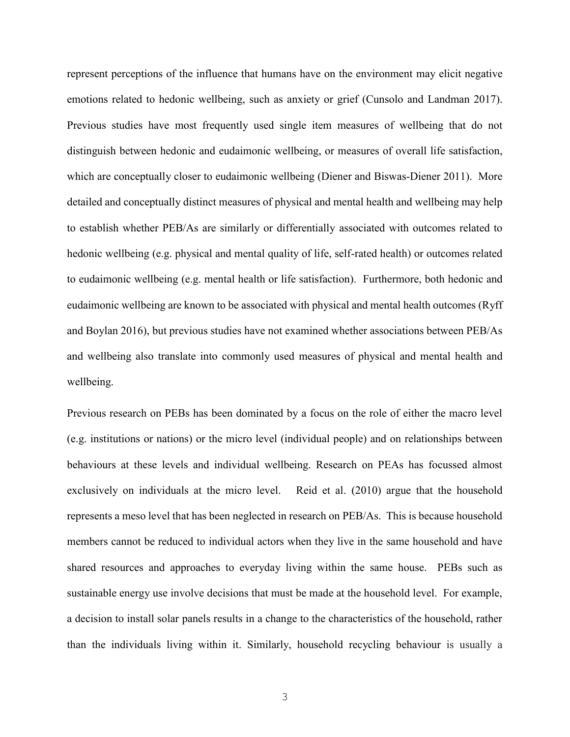represent perceptions of the influence that humans have on the environment may elicit negative emotions related to hedonic wellbeing, such as anxiety or grief (Cunsolo and Landman 2017). Previous studies have most frequently used single item measures of wellbeing that do not distinguish between hedonic and eudaimonic wellbeing, or measures of overall life satisfaction, which are conceptually closer to eudaimonic wellbeing (Diener and Biswas-Diener 2011). More detailed and conceptually distinct measures of physical and mental health and wellbeing may help to establish whether PEB/As are similarly or differentially associated with outcomes related to hedonic wellbeing (e.g. physical and mental quality of life, self-rated health) or outcomes related to eudaimonic wellbeing (e.g. mental health or life satisfaction). Furthermore, both hedonic and eudaimonic wellbeing are known to be associated with physical and mental health outcomes (Ryff and Boylan 2016), but previous studies have not examined whether associations between PEB/As and wellbeing also translate into commonly used measures of physical and mental health and wellbeing.

Previous research on PEBs has been dominated by a focus on the role of either the macro level (e.g. institutions or nations) or the micro level (individual people) and on relationships between behaviours at these levels and individual wellbeing. Research on PEAs has focussed almost exclusively on individuals at the micro level. Reid et al. (2010) argue that the household represents a meso level that has been neglected in research on PEB/As. This is because household members cannot be reduced to individual actors when they live in the same household and have shared resources and approaches to everyday living within the same house. PEBs such as sustainable energy use involve decisions that must be made at the household level. For example, a decision to install solar panels results in a change to the characteristics of the household, rather than the individuals living within it. Similarly, household recycling behaviour is usually a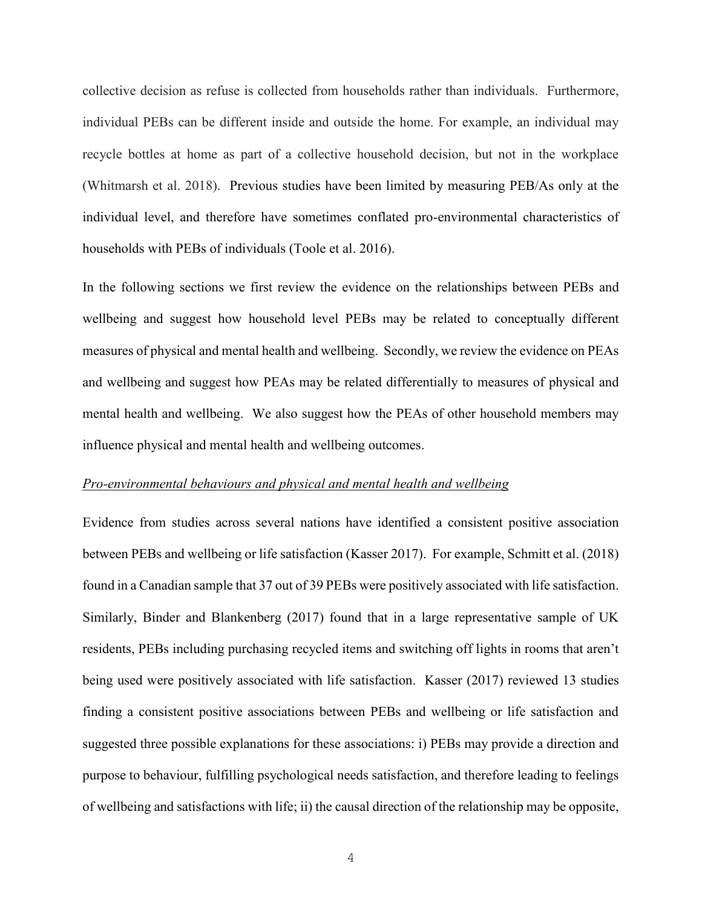collective decision as refuse is collected from households rather than individuals. Furthermore, individual PEBs can be different inside and outside the home. For example, an individual may recycle bottles at home as part of a collective household decision, but not in the workplace (Whitmarsh et al. 2018). Previous studies have been limited by measuring PEB/As only at the individual level, and therefore have sometimes conflated pro-environmental characteristics of households with PEBs of individuals (Toole et al. 2016).

In the following sections we first review the evidence on the relationships between PEBs and wellbeing and suggest how household level PEBs may be related to conceptually different measures of physical and mental health and wellbeing. Secondly, we review the evidence on PEAs and wellbeing and suggest how PEAs may be related differentially to measures of physical and mental health and wellbeing. We also suggest how the PEAs of other household members may influence physical and mental health and wellbeing outcomes.

*Pro-environmental behaviours and physical and mental health and wellbeing*

Evidence from studies across several nations have identified a consistent positive association between PEBs and wellbeing or life satisfaction (Kasser 2017). For example, Schmitt et al. (2018) found in a Canadian sample that 37 out of 39 PEBs were positively associated with life satisfaction. Similarly, Binder and Blankenberg (2017) found that in a large representative sample of UK residents, PEBs including purchasing recycled items and switching off lights in rooms that aren't being used were positively associated with life satisfaction. Kasser (2017) reviewed 13 studies finding a consistent positive associations between PEBs and wellbeing or life satisfaction and suggested three possible explanations for these associations: i) PEBs may provide a direction and purpose to behaviour, fulfilling psychological needs satisfaction, and therefore leading to feelings of wellbeing and satisfactions with life; ii) the causal direction of the relationship may be opposite,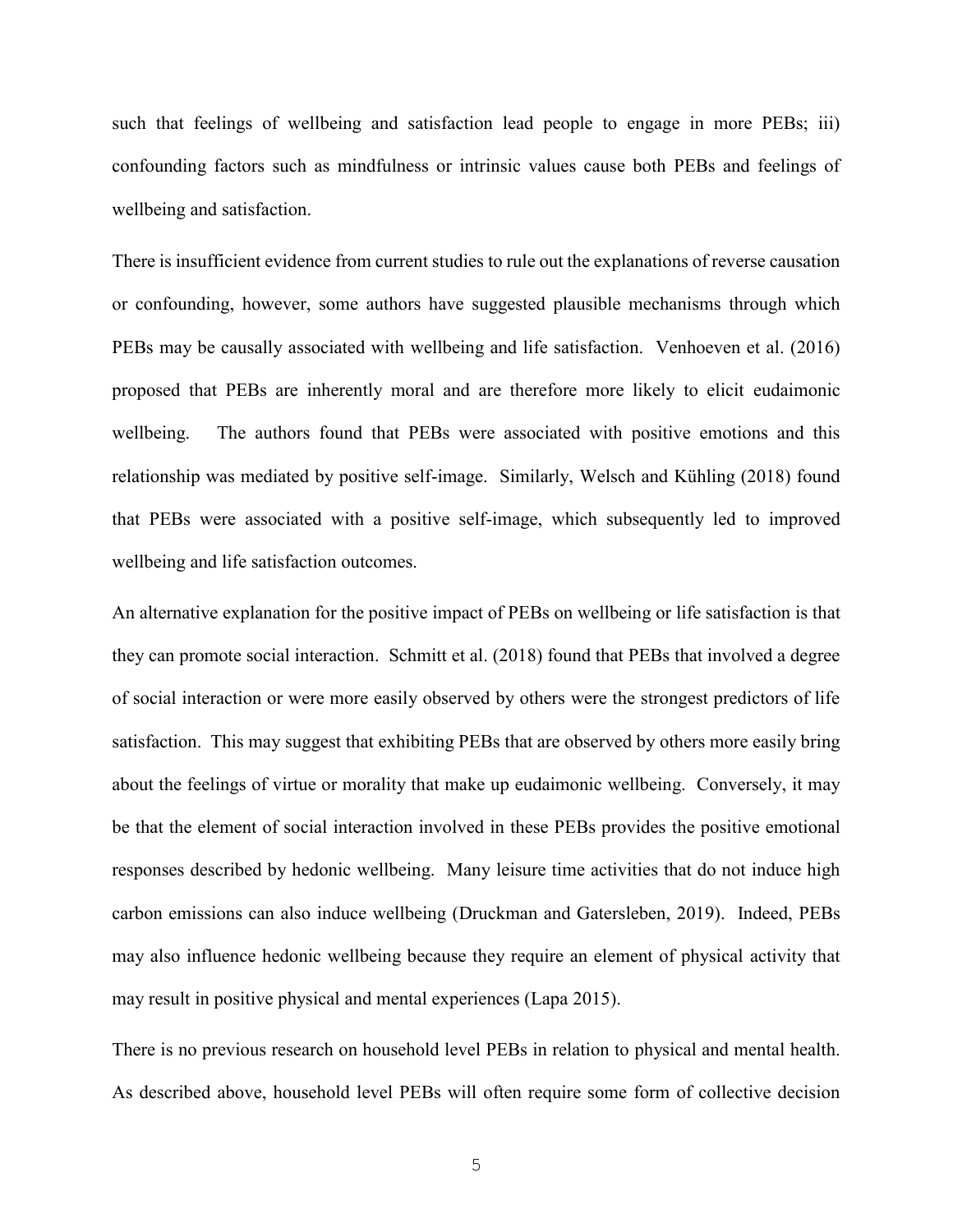such that feelings of wellbeing and satisfaction lead people to engage in more PEBs; iii) confounding factors such as mindfulness or intrinsic values cause both PEBs and feelings of wellbeing and satisfaction.

There is insufficient evidence from current studies to rule out the explanations of reverse causation or confounding, however, some authors have suggested plausible mechanisms through which PEBs may be causally associated with wellbeing and life satisfaction. Venhoeven et al. (2016) proposed that PEBs are inherently moral and are therefore more likely to elicit eudaimonic wellbeing. The authors found that PEBs were associated with positive emotions and this relationship was mediated by positive self-image. Similarly, Welsch and Kühling (2018) found that PEBs were associated with a positive self-image, which subsequently led to improved wellbeing and life satisfaction outcomes.

An alternative explanation for the positive impact of PEBs on wellbeing or life satisfaction is that they can promote social interaction. Schmitt et al. (2018) found that PEBs that involved a degree of social interaction or were more easily observed by others were the strongest predictors of life satisfaction. This may suggest that exhibiting PEBs that are observed by others more easily bring about the feelings of virtue or morality that make up eudaimonic wellbeing. Conversely, it may be that the element of social interaction involved in these PEBs provides the positive emotional responses described by hedonic wellbeing. Many leisure time activities that do not induce high carbon emissions can also induce wellbeing (Druckman and Gatersleben, 2019). Indeed, PEBs may also influence hedonic wellbeing because they require an element of physical activity that may result in positive physical and mental experiences (Lapa 2015).

There is no previous research on household level PEBs in relation to physical and mental health. As described above, household level PEBs will often require some form of collective decision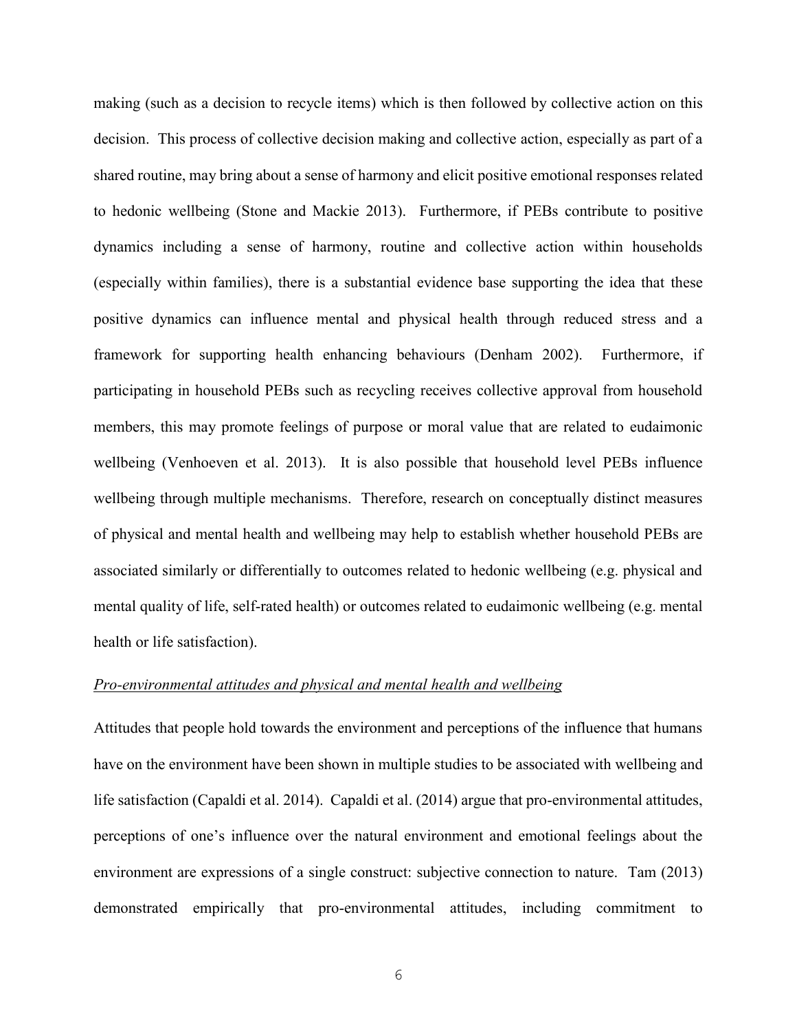making (such as a decision to recycle items) which is then followed by collective action on this decision. This process of collective decision making and collective action, especially as part of a shared routine, may bring about a sense of harmony and elicit positive emotional responses related to hedonic wellbeing (Stone and Mackie 2013). Furthermore, if PEBs contribute to positive dynamics including a sense of harmony, routine and collective action within households (especially within families), there is a substantial evidence base supporting the idea that these positive dynamics can influence mental and physical health through reduced stress and a framework for supporting health enhancing behaviours (Denham 2002). Furthermore, if participating in household PEBs such as recycling receives collective approval from household members, this may promote feelings of purpose or moral value that are related to eudaimonic wellbeing (Venhoeven et al. 2013). It is also possible that household level PEBs influence wellbeing through multiple mechanisms. Therefore, research on conceptually distinct measures of physical and mental health and wellbeing may help to establish whether household PEBs are associated similarly or differentially to outcomes related to hedonic wellbeing (e.g. physical and mental quality of life, self-rated health) or outcomes related to eudaimonic wellbeing (e.g. mental health or life satisfaction).

*Pro-environmental attitudes and physical and mental health and wellbeing*

Attitudes that people hold towards the environment and perceptions of the influence that humans have on the environment have been shown in multiple studies to be associated with wellbeing and life satisfaction (Capaldi et al. 2014). Capaldi et al. (2014) argue that pro-environmental attitudes, perceptions of one's influence over the natural environment and emotional feelings about the environment are expressions of a single construct: subjective connection to nature. Tam (2013) demonstrated empirically that pro-environmental attitudes, including commitment to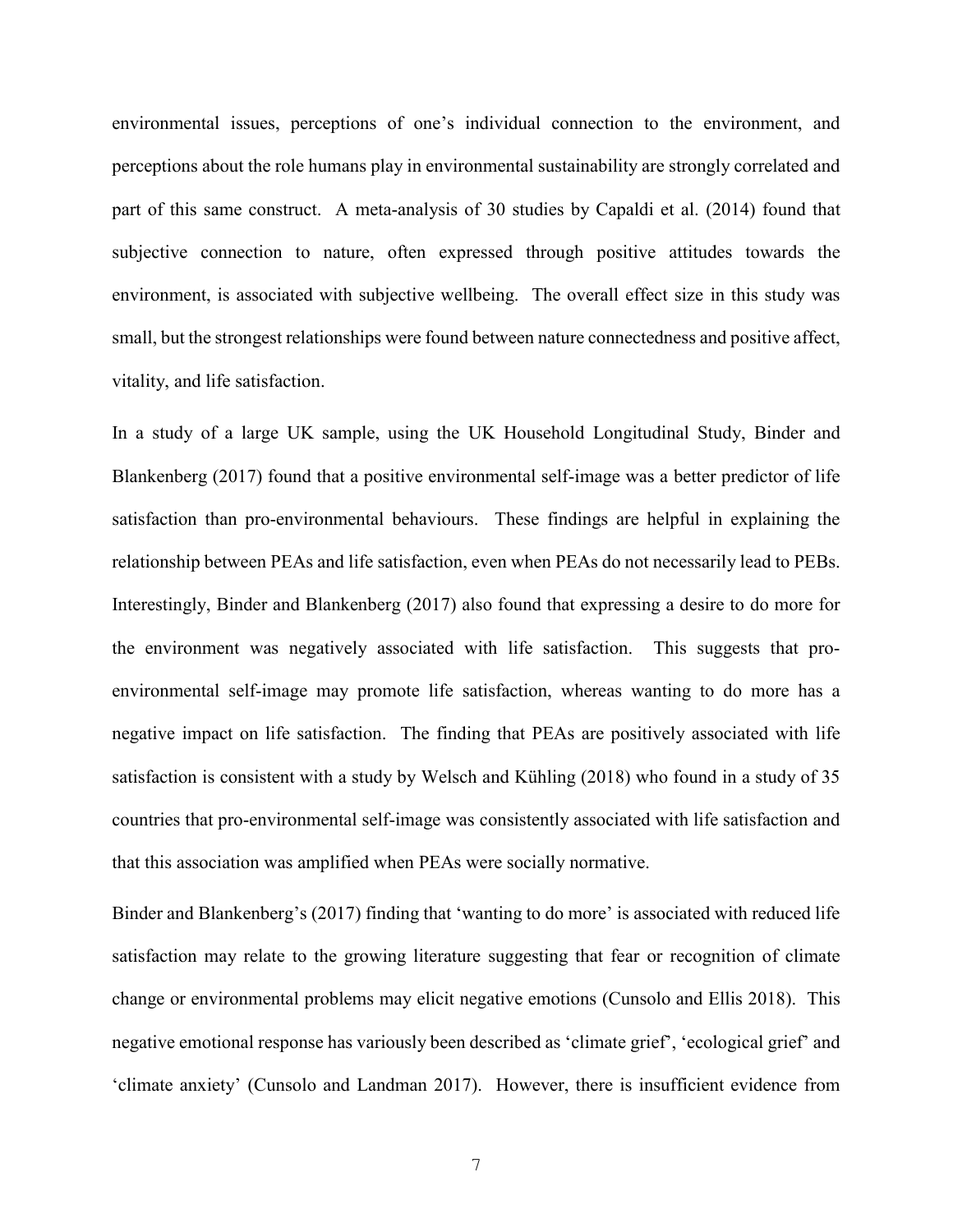environmental issues, perceptions of one's individual connection to the environment, and perceptions about the role humans play in environmental sustainability are strongly correlated and part of this same construct. A meta-analysis of 30 studies by Capaldi et al. (2014) found that subjective connection to nature, often expressed through positive attitudes towards the environment, is associated with subjective wellbeing. The overall effect size in this study was small, but the strongest relationships were found between nature connectedness and positive affect, vitality, and life satisfaction.

In a study of a large UK sample, using the UK Household Longitudinal Study, Binder and Blankenberg (2017) found that a positive environmental self-image was a better predictor of life satisfaction than pro-environmental behaviours. These findings are helpful in explaining the relationship between PEAs and life satisfaction, even when PEAs do not necessarily lead to PEBs. Interestingly, Binder and Blankenberg (2017) also found that expressing a desire to do more for the environment was negatively associated with life satisfaction. This suggests that pro-environmental self-image may promote life satisfaction, whereas wanting to do more has a negative impact on life satisfaction. The finding that PEAs are positively associated with life satisfaction is consistent with a study by Welsch and Kühling (2018) who found in a study of 35 countries that pro-environmental self-image was consistently associated with life satisfaction and that this association was amplified when PEAs were socially normative.

Binder and Blankenberg's (2017) finding that 'wanting to do more' is associated with reduced life satisfaction may relate to the growing literature suggesting that fear or recognition of climate change or environmental problems may elicit negative emotions (Cunsolo and Ellis 2018). This negative emotional response has variously been described as 'climate grief', 'ecological grief' and 'climate anxiety' (Cunsolo and Landman 2017). However, there is insufficient evidence from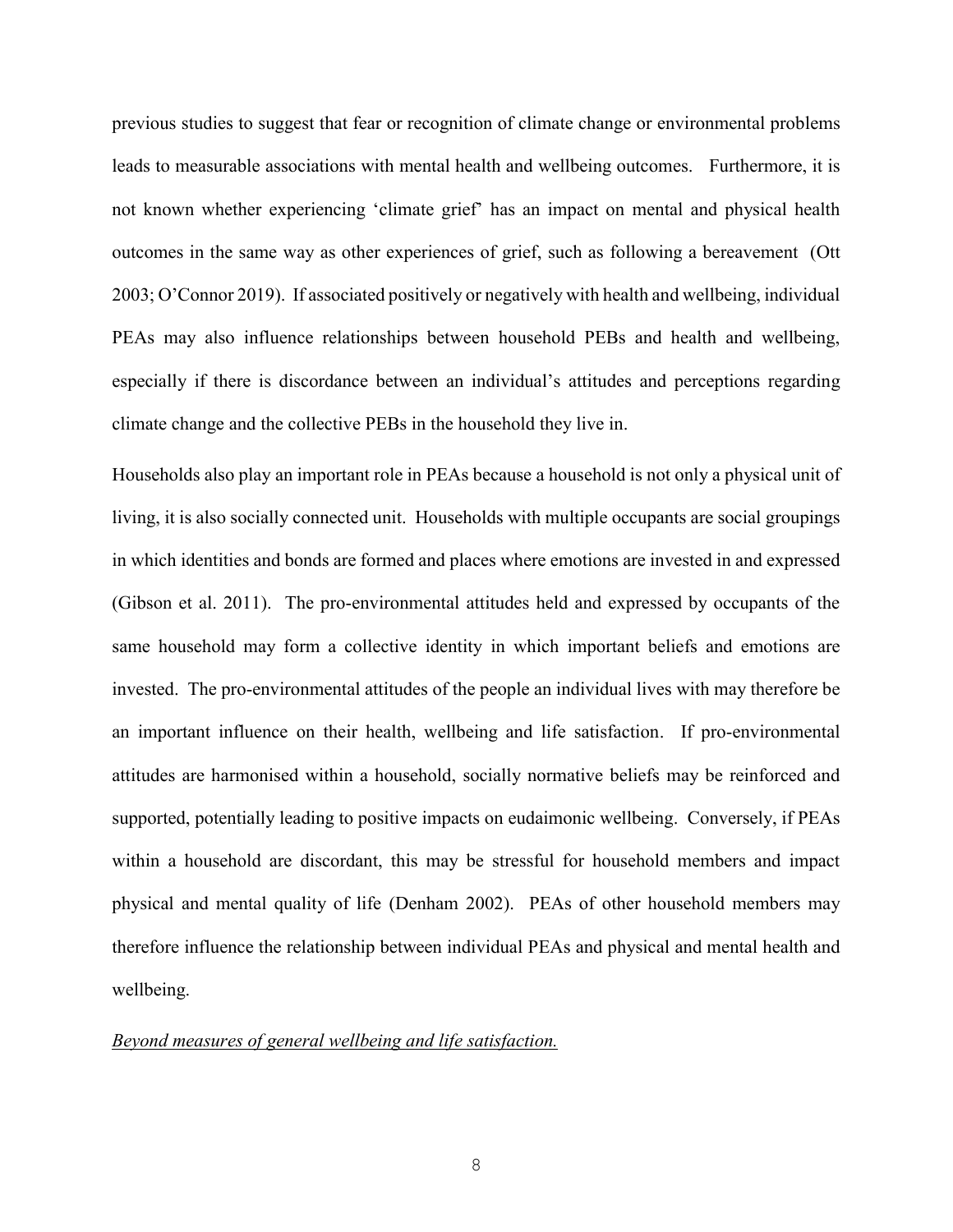previous studies to suggest that fear or recognition of climate change or environmental problems leads to measurable associations with mental health and wellbeing outcomes. Furthermore, it is not known whether experiencing 'climate grief' has an impact on mental and physical health outcomes in the same way as other experiences of grief, such as following a bereavement (Ott 2003; O'Connor 2019). If associated positively or negatively with health and wellbeing, individual PEAs may also influence relationships between household PEBs and health and wellbeing, especially if there is discordance between an individual's attitudes and perceptions regarding climate change and the collective PEBs in the household they live in.

Households also play an important role in PEAs because a household is not only a physical unit of living, it is also socially connected unit. Households with multiple occupants are social groupings in which identities and bonds are formed and places where emotions are invested in and expressed (Gibson et al. 2011). The pro-environmental attitudes held and expressed by occupants of the same household may form a collective identity in which important beliefs and emotions are invested. The pro-environmental attitudes of the people an individual lives with may therefore be an important influence on their health, wellbeing and life satisfaction. If pro-environmental attitudes are harmonised within a household, socially normative beliefs may be reinforced and supported, potentially leading to positive impacts on eudaimonic wellbeing. Conversely, if PEAs within a household are discordant, this may be stressful for household members and impact physical and mental quality of life (Denham 2002). PEAs of other household members may therefore influence the relationship between individual PEAs and physical and mental health and wellbeing.

*Beyond measures of general wellbeing and life satisfaction.*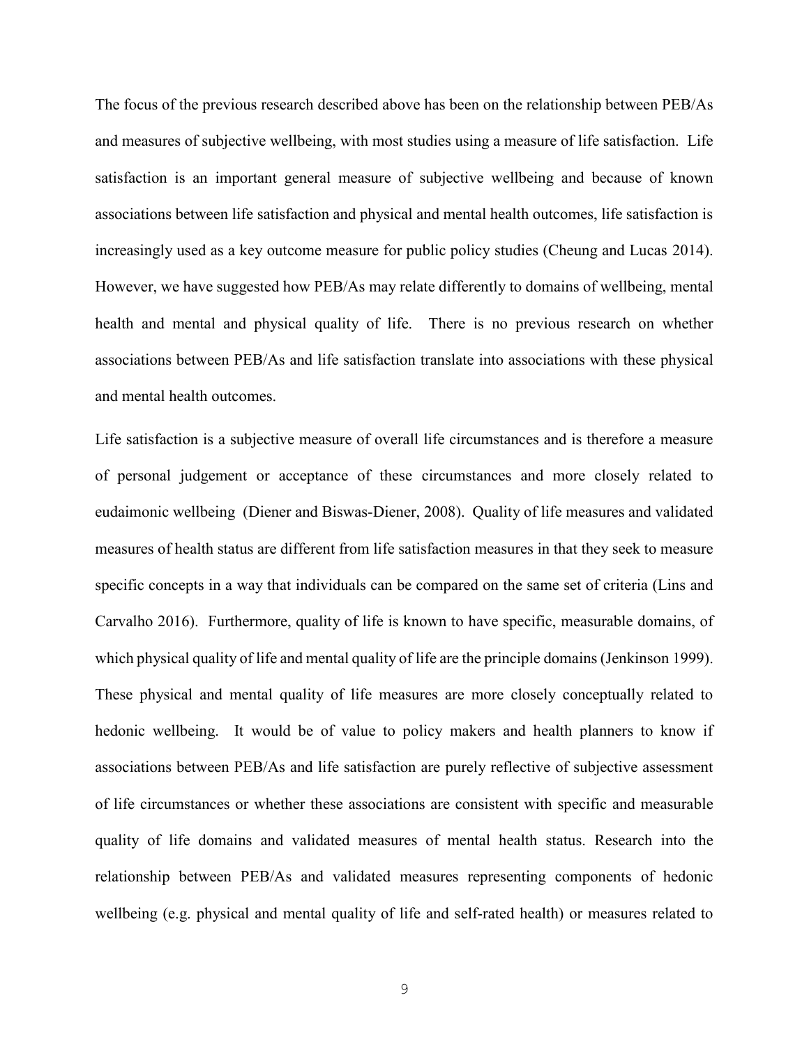The focus of the previous research described above has been on the relationship between PEB/As and measures of subjective wellbeing, with most studies using a measure of life satisfaction. Life satisfaction is an important general measure of subjective wellbeing and because of known associations between life satisfaction and physical and mental health outcomes, life satisfaction is increasingly used as a key outcome measure for public policy studies (Cheung and Lucas 2014). However, we have suggested how PEB/As may relate differently to domains of wellbeing, mental health and mental and physical quality of life. There is no previous research on whether associations between PEB/As and life satisfaction translate into associations with these physical and mental health outcomes.

Life satisfaction is a subjective measure of overall life circumstances and is therefore a measure of personal judgement or acceptance of these circumstances and more closely related to eudaimonic wellbeing (Diener and Biswas-Diener, 2008). Quality of life measures and validated measures of health status are different from life satisfaction measures in that they seek to measure specific concepts in a way that individuals can be compared on the same set of criteria (Lins and Carvalho 2016). Furthermore, quality of life is known to have specific, measurable domains, of which physical quality of life and mental quality of life are the principle domains (Jenkinson 1999). These physical and mental quality of life measures are more closely conceptually related to hedonic wellbeing. It would be of value to policy makers and health planners to know if associations between PEB/As and life satisfaction are purely reflective of subjective assessment of life circumstances or whether these associations are consistent with specific and measurable quality of life domains and validated measures of mental health status. Research into the relationship between PEB/As and validated measures representing components of hedonic wellbeing (e.g. physical and mental quality of life and self-rated health) or measures related to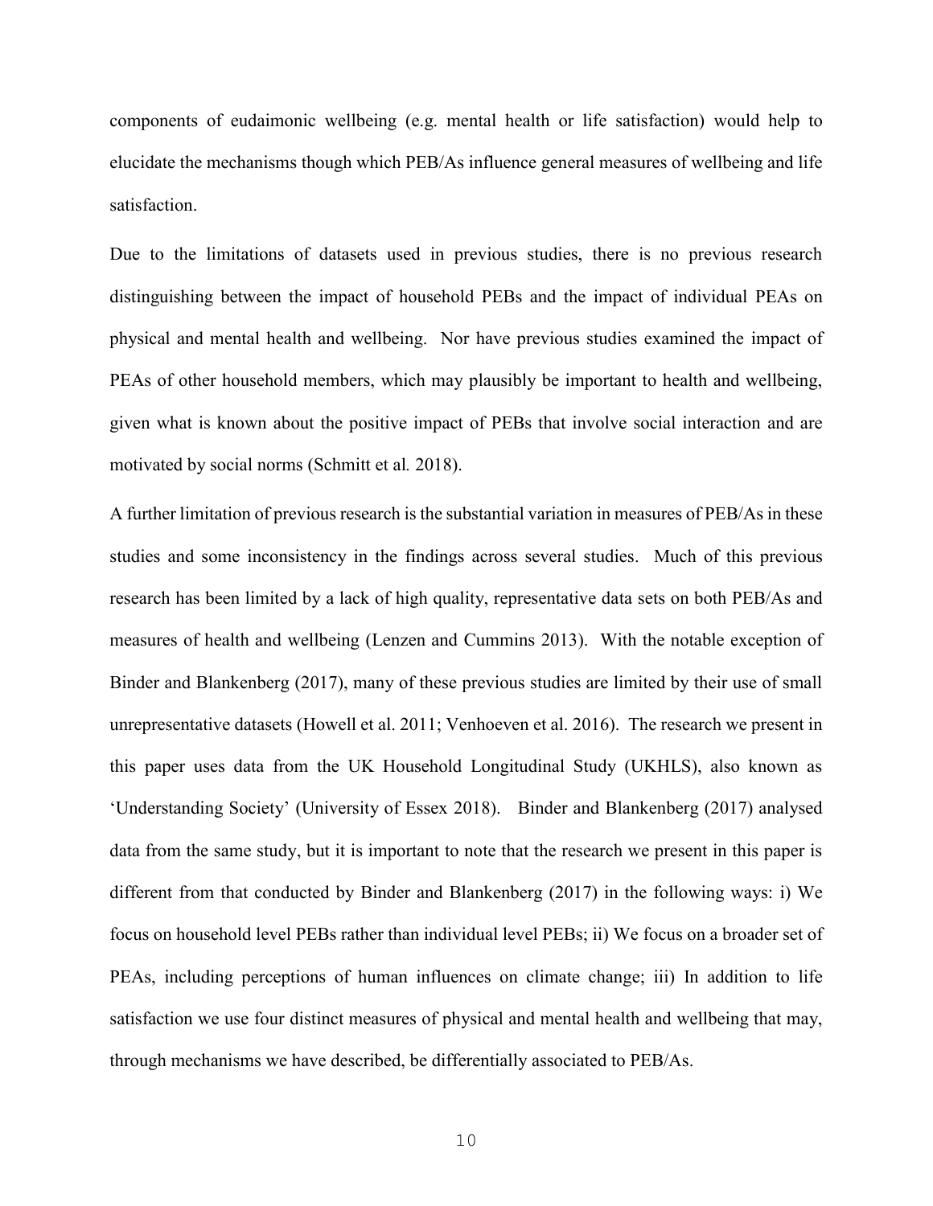components of eudaimonic wellbeing (e.g. mental health or life satisfaction) would help to elucidate the mechanisms though which PEB/As influence general measures of wellbeing and life satisfaction.

Due to the limitations of datasets used in previous studies, there is no previous research distinguishing between the impact of household PEBs and the impact of individual PEAs on physical and mental health and wellbeing. Nor have previous studies examined the impact of PEAs of other household members, which may plausibly be important to health and wellbeing, given what is known about the positive impact of PEBs that involve social interaction and are motivated by social norms (Schmitt et al*.* 2018).

A further limitation of previous research is the substantial variation in measures of PEB/As in these studies and some inconsistency in the findings across several studies. Much of this previous research has been limited by a lack of high quality, representative data sets on both PEB/As and measures of health and wellbeing (Lenzen and Cummins 2013). With the notable exception of Binder and Blankenberg (2017), many of these previous studies are limited by their use of small unrepresentative datasets (Howell et al. 2011; Venhoeven et al. 2016). The research we present in this paper uses data from the UK Household Longitudinal Study (UKHLS), also known as 'Understanding Society' (University of Essex 2018). Binder and Blankenberg (2017) analysed data from the same study, but it is important to note that the research we present in this paper is different from that conducted by Binder and Blankenberg (2017) in the following ways: i) We focus on household level PEBs rather than individual level PEBs; ii) We focus on a broader set of PEAs, including perceptions of human influences on climate change; iii) In addition to life satisfaction we use four distinct measures of physical and mental health and wellbeing that may, through mechanisms we have described, be differentially associated to PEB/As.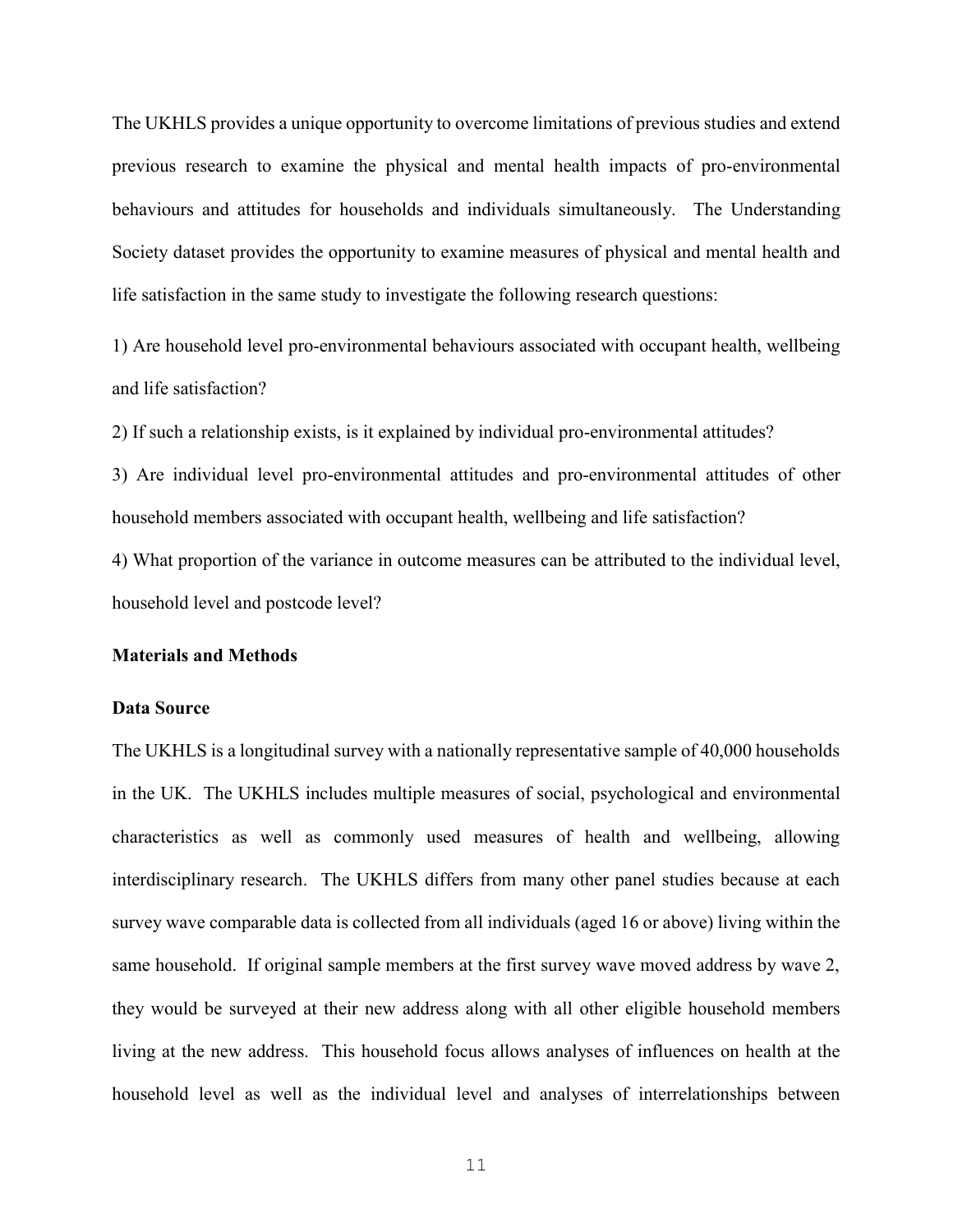The UKHLS provides a unique opportunity to overcome limitations of previous studies and extend previous research to examine the physical and mental health impacts of pro-environmental behaviours and attitudes for households and individuals simultaneously. The Understanding Society dataset provides the opportunity to examine measures of physical and mental health and life satisfaction in the same study to investigate the following research questions:

1) Are household level pro-environmental behaviours associated with occupant health, wellbeing and life satisfaction?

2) If such a relationship exists, is it explained by individual pro-environmental attitudes?

3) Are individual level pro-environmental attitudes and pro-environmental attitudes of other household members associated with occupant health, wellbeing and life satisfaction?

4) What proportion of the variance in outcome measures can be attributed to the individual level, household level and postcode level?

## Materials and Methods

### Data Source

The UKHLS is a longitudinal survey with a nationally representative sample of 40,000 households in the UK. The UKHLS includes multiple measures of social, psychological and environmental characteristics as well as commonly used measures of health and wellbeing, allowing interdisciplinary research. The UKHLS differs from many other panel studies because at each survey wave comparable data is collected from all individuals (aged 16 or above) living within the same household. If original sample members at the first survey wave moved address by wave 2, they would be surveyed at their new address along with all other eligible household members living at the new address. This household focus allows analyses of influences on health at the household level as well as the individual level and analyses of interrelationships between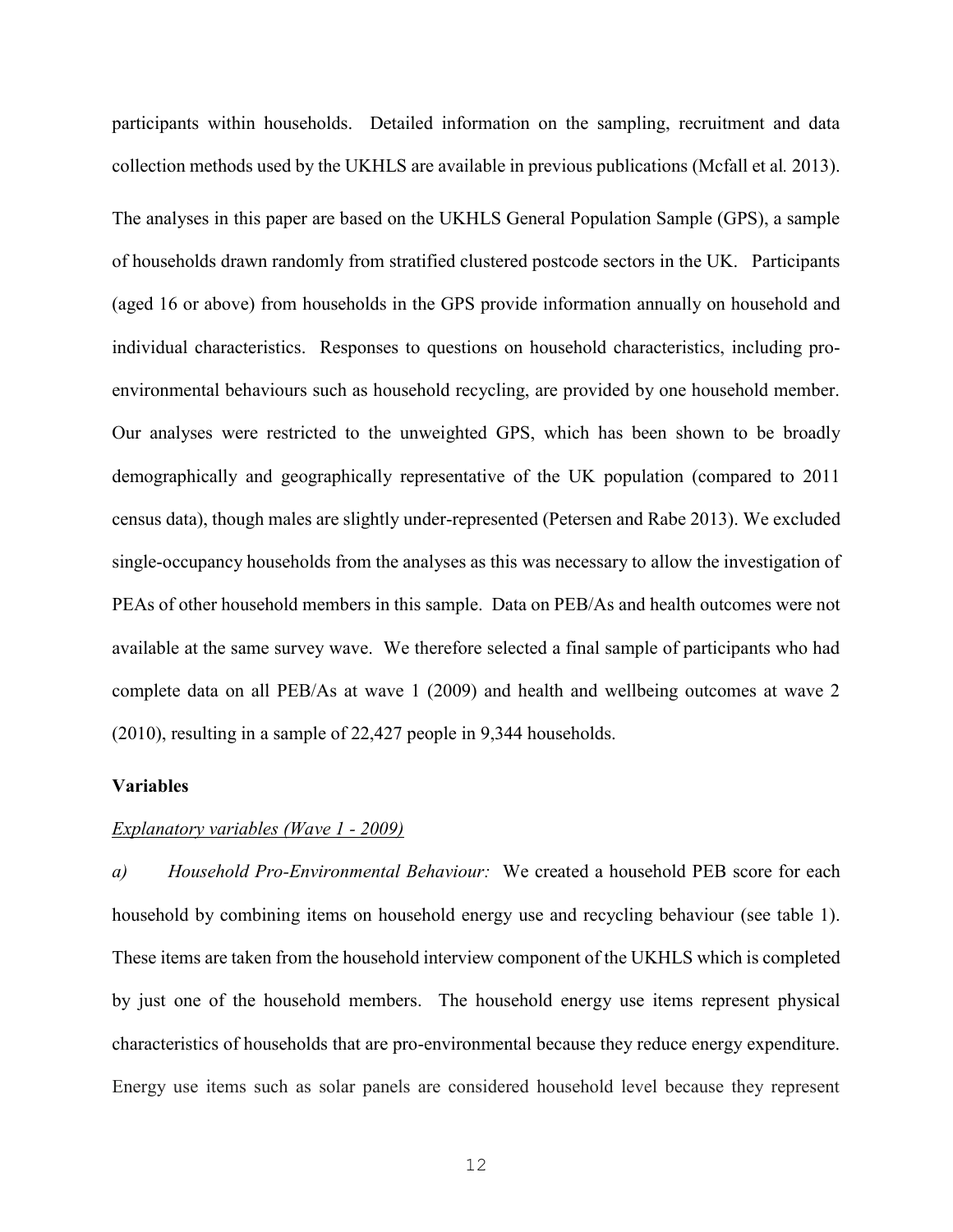participants within households. Detailed information on the sampling, recruitment and data collection methods used by the UKHLS are available in previous publications (Mcfall et al*.* 2013).

The analyses in this paper are based on the UKHLS General Population Sample (GPS), a sample of households drawn randomly from stratified clustered postcode sectors in the UK. Participants (aged 16 or above) from households in the GPS provide information annually on household and individual characteristics. Responses to questions on household characteristics, including pro-environmental behaviours such as household recycling, are provided by one household member. Our analyses were restricted to the unweighted GPS, which has been shown to be broadly demographically and geographically representative of the UK population (compared to 2011 census data), though males are slightly under-represented (Petersen and Rabe 2013). We excluded single-occupancy households from the analyses as this was necessary to allow the investigation of PEAs of other household members in this sample. Data on PEB/As and health outcomes were not available at the same survey wave. We therefore selected a final sample of participants who had complete data on all PEB/As at wave 1 (2009) and health and wellbeing outcomes at wave 2 (2010), resulting in a sample of 22,427 people in 9,344 households.

**Variables**

*Explanatory variables (Wave 1 - 2009)*

*a) Household Pro-Environmental Behaviour:* We created a household PEB score for each household by combining items on household energy use and recycling behaviour (see table 1). These items are taken from the household interview component of the UKHLS which is completed by just one of the household members. The household energy use items represent physical characteristics of households that are pro-environmental because they reduce energy expenditure. Energy use items such as solar panels are considered household level because they represent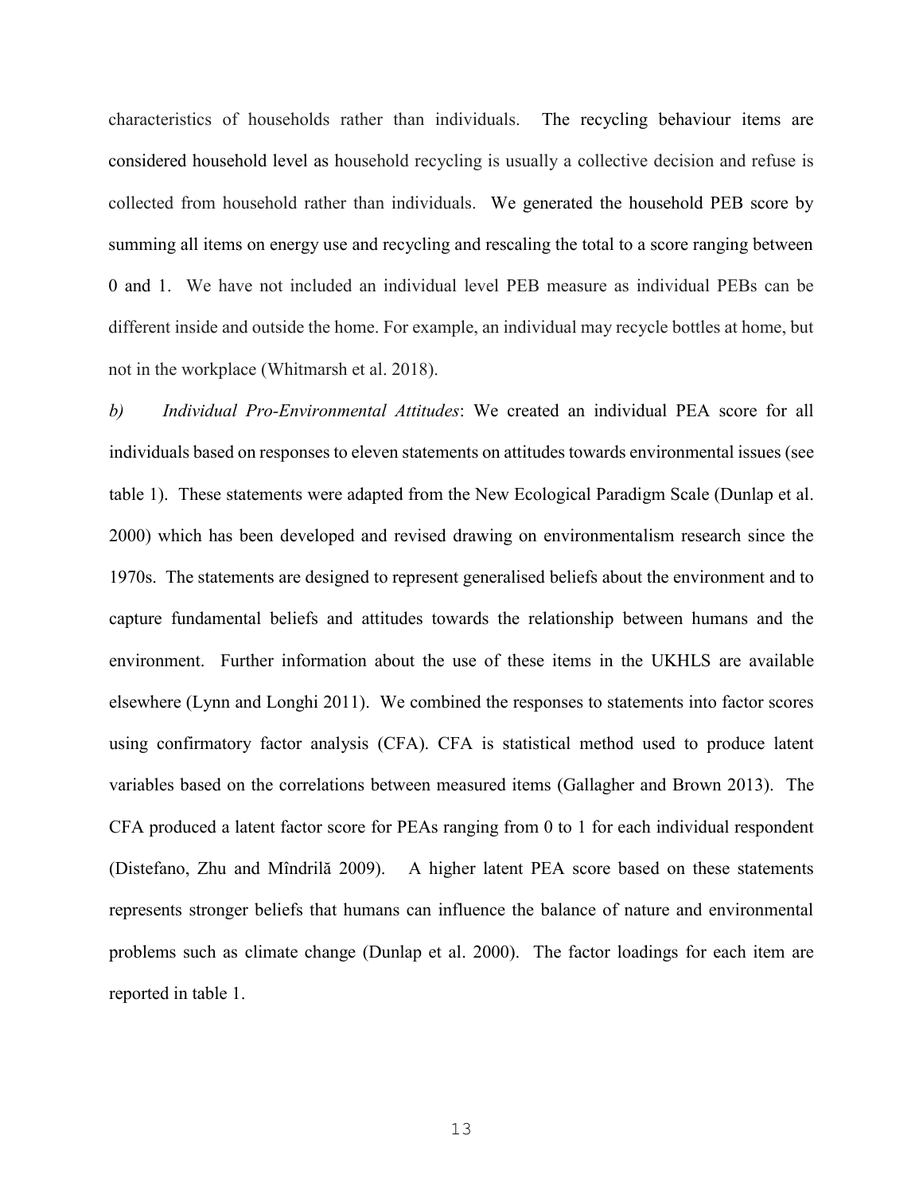characteristics of households rather than individuals. The recycling behaviour items are considered household level as household recycling is usually a collective decision and refuse is collected from household rather than individuals. We generated the household PEB score by summing all items on energy use and recycling and rescaling the total to a score ranging between 0 and 1. We have not included an individual level PEB measure as individual PEBs can be different inside and outside the home. For example, an individual may recycle bottles at home, but not in the workplace (Whitmarsh et al. 2018).

*b) Individual Pro-Environmental Attitudes*: We created an individual PEA score for all individuals based on responses to eleven statements on attitudes towards environmental issues (see table 1). These statements were adapted from the New Ecological Paradigm Scale (Dunlap et al. 2000) which has been developed and revised drawing on environmentalism research since the 1970s. The statements are designed to represent generalised beliefs about the environment and to capture fundamental beliefs and attitudes towards the relationship between humans and the environment. Further information about the use of these items in the UKHLS are available elsewhere (Lynn and Longhi 2011). We combined the responses to statements into factor scores using confirmatory factor analysis (CFA). CFA is statistical method used to produce latent variables based on the correlations between measured items (Gallagher and Brown 2013). The CFA produced a latent factor score for PEAs ranging from 0 to 1 for each individual respondent (Distefano, Zhu and Mîndrilă 2009). A higher latent PEA score based on these statements represents stronger beliefs that humans can influence the balance of nature and environmental problems such as climate change (Dunlap et al. 2000). The factor loadings for each item are reported in table 1.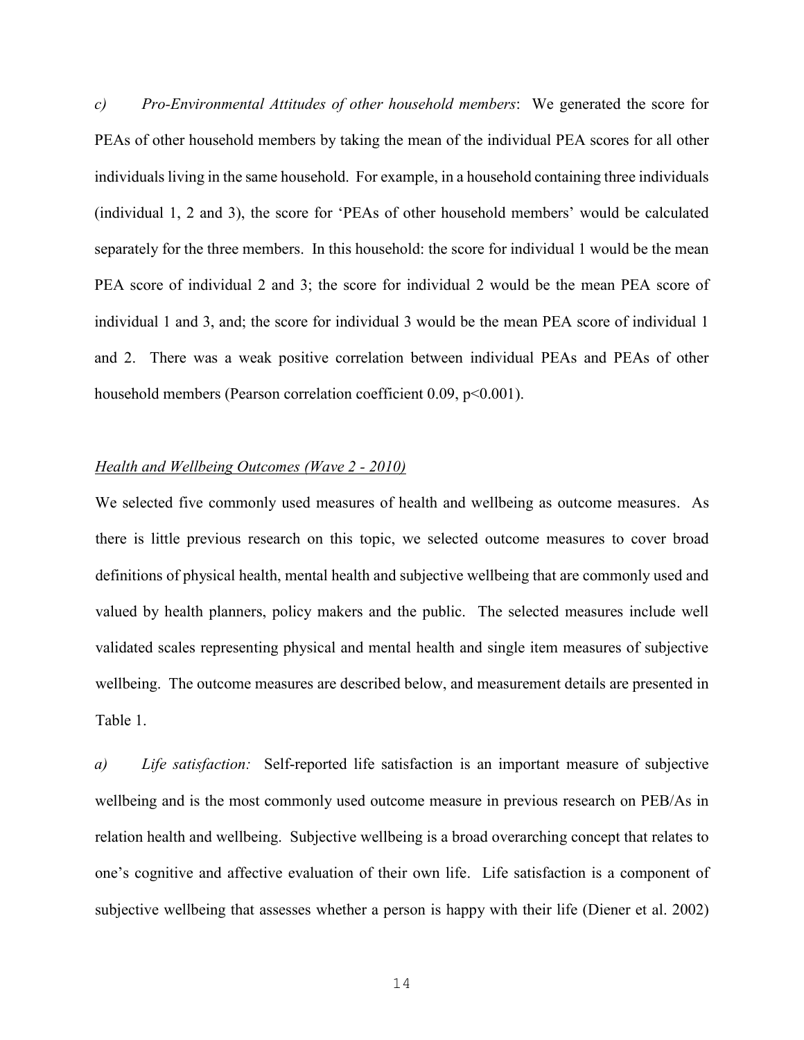*c) Pro-Environmental Attitudes of other household members*: We generated the score for PEAs of other household members by taking the mean of the individual PEA scores for all other individuals living in the same household. For example, in a household containing three individuals (individual 1, 2 and 3), the score for 'PEAs of other household members' would be calculated separately for the three members. In this household: the score for individual 1 would be the mean PEA score of individual 2 and 3; the score for individual 2 would be the mean PEA score of individual 1 and 3, and; the score for individual 3 would be the mean PEA score of individual 1 and 2. There was a weak positive correlation between individual PEAs and PEAs of other household members (Pearson correlation coefficient 0.09, $p<0.001$).

## *Health and Wellbeing Outcomes (Wave 2 - 2010)*

We selected five commonly used measures of health and wellbeing as outcome measures. As there is little previous research on this topic, we selected outcome measures to cover broad definitions of physical health, mental health and subjective wellbeing that are commonly used and valued by health planners, policy makers and the public. The selected measures include well validated scales representing physical and mental health and single item measures of subjective wellbeing. The outcome measures are described below, and measurement details are presented in Table 1.

*a) Life satisfaction:* Self-reported life satisfaction is an important measure of subjective wellbeing and is the most commonly used outcome measure in previous research on PEB/As in relation health and wellbeing. Subjective wellbeing is a broad overarching concept that relates to one's cognitive and affective evaluation of their own life. Life satisfaction is a component of subjective wellbeing that assesses whether a person is happy with their life (Diener et al. 2002)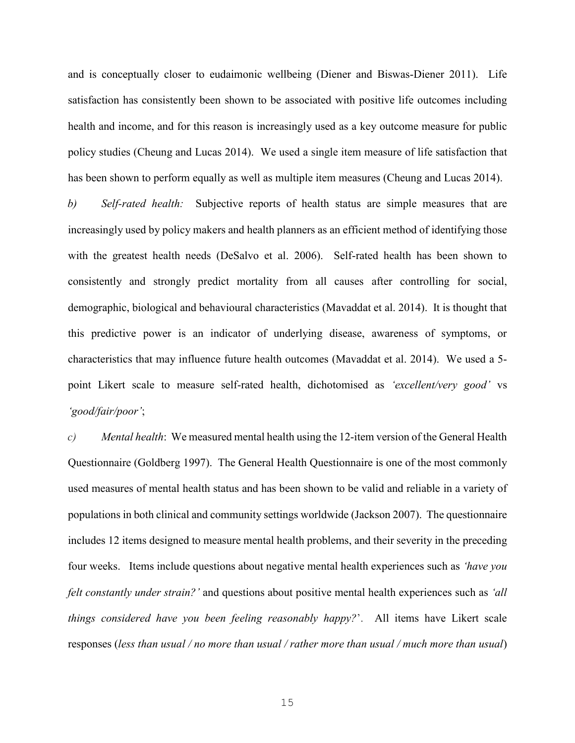and is conceptually closer to eudaimonic wellbeing (Diener and Biswas-Diener 2011). Life satisfaction has consistently been shown to be associated with positive life outcomes including health and income, and for this reason is increasingly used as a key outcome measure for public policy studies (Cheung and Lucas 2014). We used a single item measure of life satisfaction that has been shown to perform equally as well as multiple item measures (Cheung and Lucas 2014).

*b) Self-rated health:* Subjective reports of health status are simple measures that are increasingly used by policy makers and health planners as an efficient method of identifying those with the greatest health needs (DeSalvo et al. 2006). Self-rated health has been shown to consistently and strongly predict mortality from all causes after controlling for social, demographic, biological and behavioural characteristics (Mavaddat et al. 2014). It is thought that this predictive power is an indicator of underlying disease, awareness of symptoms, or characteristics that may influence future health outcomes (Mavaddat et al. 2014). We used a 5-point Likert scale to measure self-rated health, dichotomised as *'excellent/very good'* vs *'good/fair/poor'*;

*c) Mental health*: We measured mental health using the 12-item version of the General Health Questionnaire (Goldberg 1997). The General Health Questionnaire is one of the most commonly used measures of mental health status and has been shown to be valid and reliable in a variety of populations in both clinical and community settings worldwide (Jackson 2007). The questionnaire includes 12 items designed to measure mental health problems, and their severity in the preceding four weeks. Items include questions about negative mental health experiences such as *'have you felt constantly under strain?'* and questions about positive mental health experiences such as *'all things considered have you been feeling reasonably happy?'*. All items have Likert scale responses (*less than usual / no more than usual / rather more than usual / much more than usual*)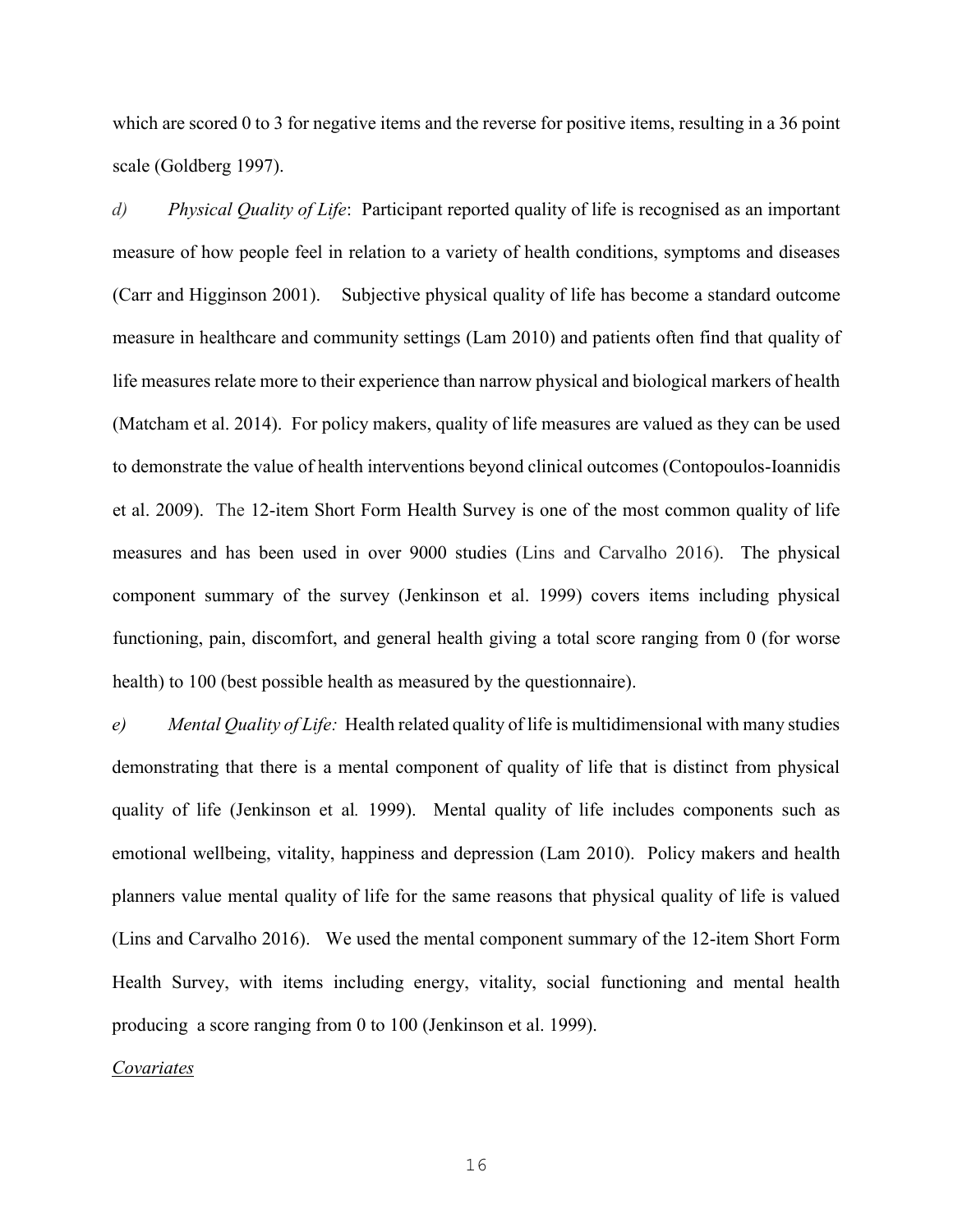which are scored 0 to 3 for negative items and the reverse for positive items, resulting in a 36 point scale (Goldberg 1997).

*d)* *Physical Quality of Life*: Participant reported quality of life is recognised as an important measure of how people feel in relation to a variety of health conditions, symptoms and diseases (Carr and Higginson 2001). Subjective physical quality of life has become a standard outcome measure in healthcare and community settings (Lam 2010) and patients often find that quality of life measures relate more to their experience than narrow physical and biological markers of health (Matcham et al. 2014). For policy makers, quality of life measures are valued as they can be used to demonstrate the value of health interventions beyond clinical outcomes (Contopoulos-Ioannidis et al. 2009). The 12-item Short Form Health Survey is one of the most common quality of life measures and has been used in over 9000 studies (Lins and Carvalho 2016). The physical component summary of the survey (Jenkinson et al. 1999) covers items including physical functioning, pain, discomfort, and general health giving a total score ranging from 0 (for worse health) to 100 (best possible health as measured by the questionnaire).

*e)* *Mental Quality of Life:* Health related quality of life is multidimensional with many studies demonstrating that there is a mental component of quality of life that is distinct from physical quality of life (Jenkinson et al. 1999). Mental quality of life includes components such as emotional wellbeing, vitality, happiness and depression (Lam 2010). Policy makers and health planners value mental quality of life for the same reasons that physical quality of life is valued (Lins and Carvalho 2016). We used the mental component summary of the 12-item Short Form Health Survey, with items including energy, vitality, social functioning and mental health producing a score ranging from 0 to 100 (Jenkinson et al. 1999).

*Covariates*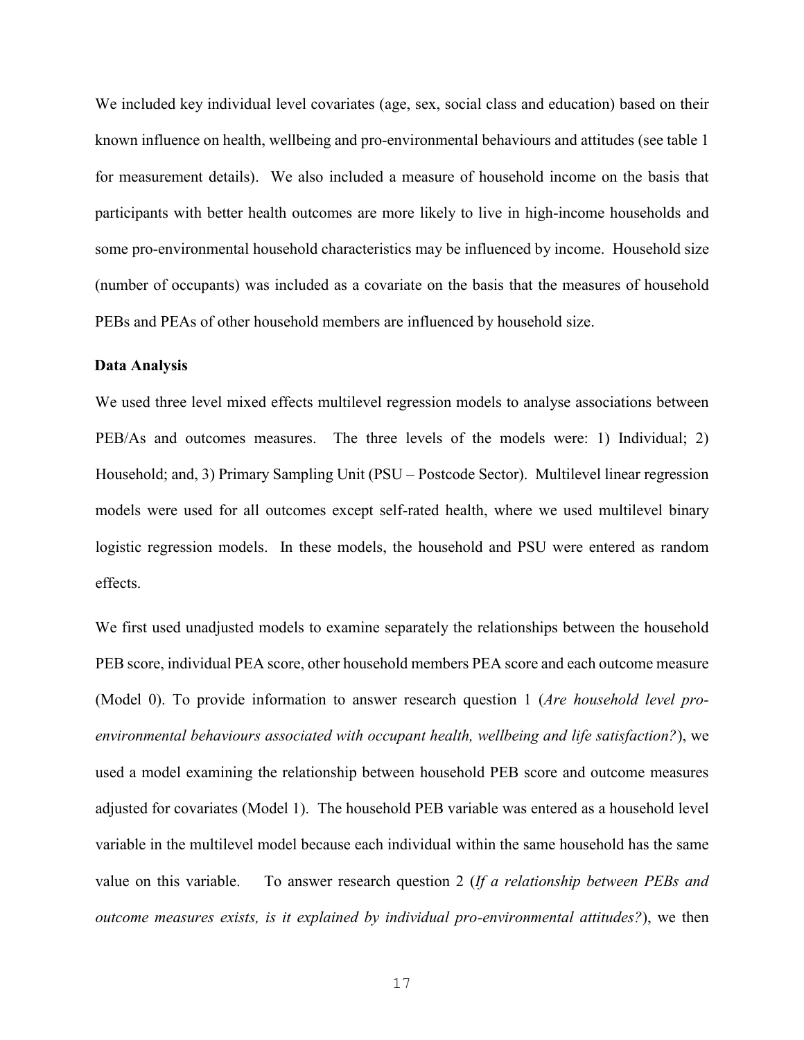We included key individual level covariates (age, sex, social class and education) based on their known influence on health, wellbeing and pro-environmental behaviours and attitudes (see table 1 for measurement details). We also included a measure of household income on the basis that participants with better health outcomes are more likely to live in high-income households and some pro-environmental household characteristics may be influenced by income. Household size (number of occupants) was included as a covariate on the basis that the measures of household PEBs and PEAs of other household members are influenced by household size.

**Data Analysis**

We used three level mixed effects multilevel regression models to analyse associations between PEB/As and outcomes measures. The three levels of the models were: 1) Individual; 2) Household; and, 3) Primary Sampling Unit (PSU – Postcode Sector). Multilevel linear regression models were used for all outcomes except self-rated health, where we used multilevel binary logistic regression models. In these models, the household and PSU were entered as random effects.

We first used unadjusted models to examine separately the relationships between the household PEB score, individual PEA score, other household members PEA score and each outcome measure (Model 0). To provide information to answer research question 1 (*Are household level pro-environmental behaviours associated with occupant health, wellbeing and life satisfaction?*), we used a model examining the relationship between household PEB score and outcome measures adjusted for covariates (Model 1). The household PEB variable was entered as a household level variable in the multilevel model because each individual within the same household has the same value on this variable. To answer research question 2 (*If a relationship between PEBs and outcome measures exists, is it explained by individual pro-environmental attitudes?*), we then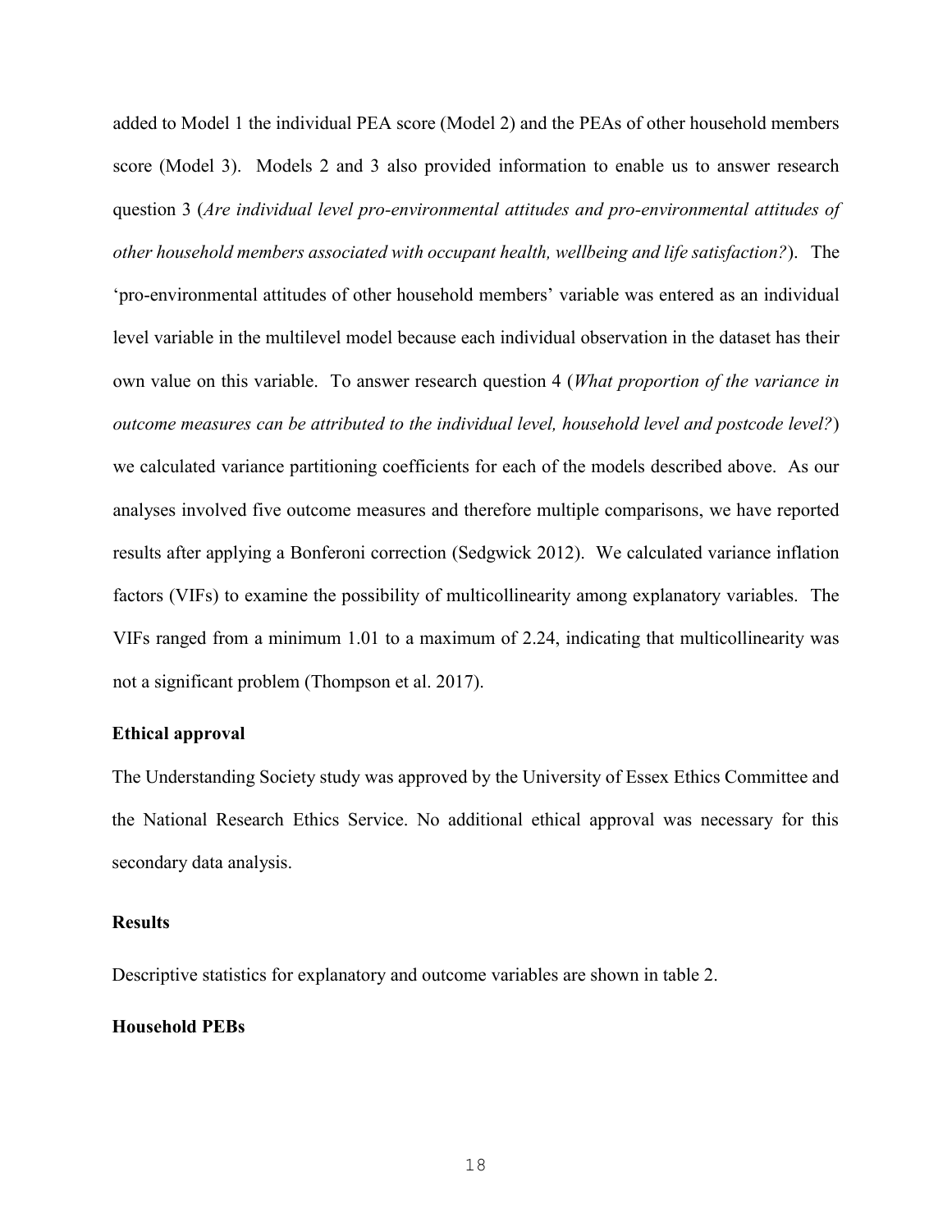added to Model 1 the individual PEA score (Model 2) and the PEAs of other household members score (Model 3). Models 2 and 3 also provided information to enable us to answer research question 3 (*Are individual level pro-environmental attitudes and pro-environmental attitudes of other household members associated with occupant health, wellbeing and life satisfaction?*). The 'pro-environmental attitudes of other household members' variable was entered as an individual level variable in the multilevel model because each individual observation in the dataset has their own value on this variable. To answer research question 4 (*What proportion of the variance in outcome measures can be attributed to the individual level, household level and postcode level?*) we calculated variance partitioning coefficients for each of the models described above. As our analyses involved five outcome measures and therefore multiple comparisons, we have reported results after applying a Bonferoni correction (Sedgwick 2012). We calculated variance inflation factors (VIFs) to examine the possibility of multicollinearity among explanatory variables. The VIFs ranged from a minimum 1.01 to a maximum of 2.24, indicating that multicollinearity was not a significant problem (Thompson et al. 2017).

**Ethical approval**

The Understanding Society study was approved by the University of Essex Ethics Committee and the National Research Ethics Service. No additional ethical approval was necessary for this secondary data analysis.

## Results

Descriptive statistics for explanatory and outcome variables are shown in table 2.

### Household PEBs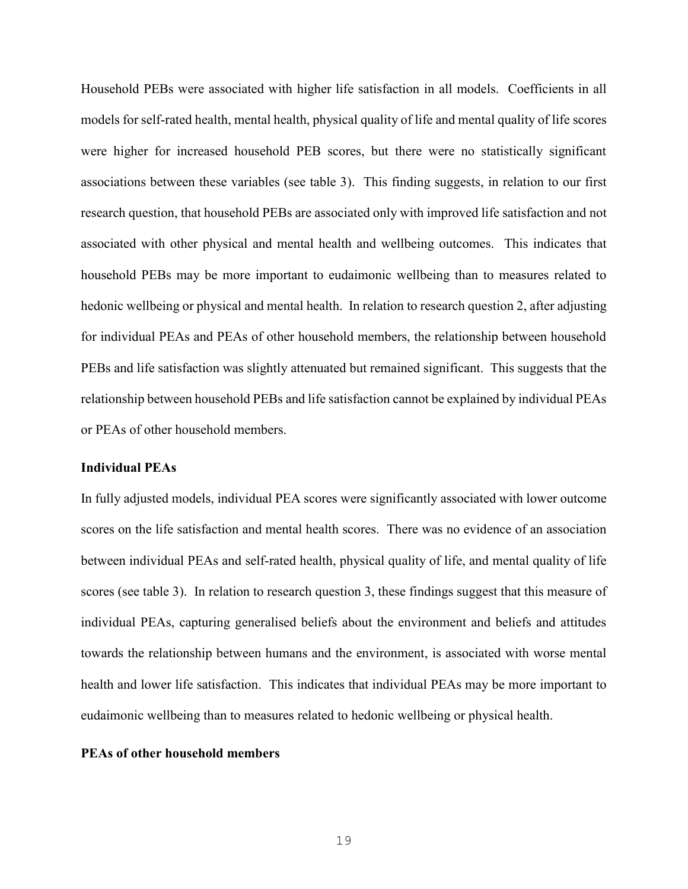Household PEBs were associated with higher life satisfaction in all models. Coefficients in all models for self-rated health, mental health, physical quality of life and mental quality of life scores were higher for increased household PEB scores, but there were no statistically significant associations between these variables (see table 3). This finding suggests, in relation to our first research question, that household PEBs are associated only with improved life satisfaction and not associated with other physical and mental health and wellbeing outcomes. This indicates that household PEBs may be more important to eudaimonic wellbeing than to measures related to hedonic wellbeing or physical and mental health. In relation to research question 2, after adjusting for individual PEAs and PEAs of other household members, the relationship between household PEBs and life satisfaction was slightly attenuated but remained significant. This suggests that the relationship between household PEBs and life satisfaction cannot be explained by individual PEAs or PEAs of other household members.

**Individual PEAs**

In fully adjusted models, individual PEA scores were significantly associated with lower outcome scores on the life satisfaction and mental health scores. There was no evidence of an association between individual PEAs and self-rated health, physical quality of life, and mental quality of life scores (see table 3). In relation to research question 3, these findings suggest that this measure of individual PEAs, capturing generalised beliefs about the environment and beliefs and attitudes towards the relationship between humans and the environment, is associated with worse mental health and lower life satisfaction. This indicates that individual PEAs may be more important to eudaimonic wellbeing than to measures related to hedonic wellbeing or physical health.

**PEAs of other household members**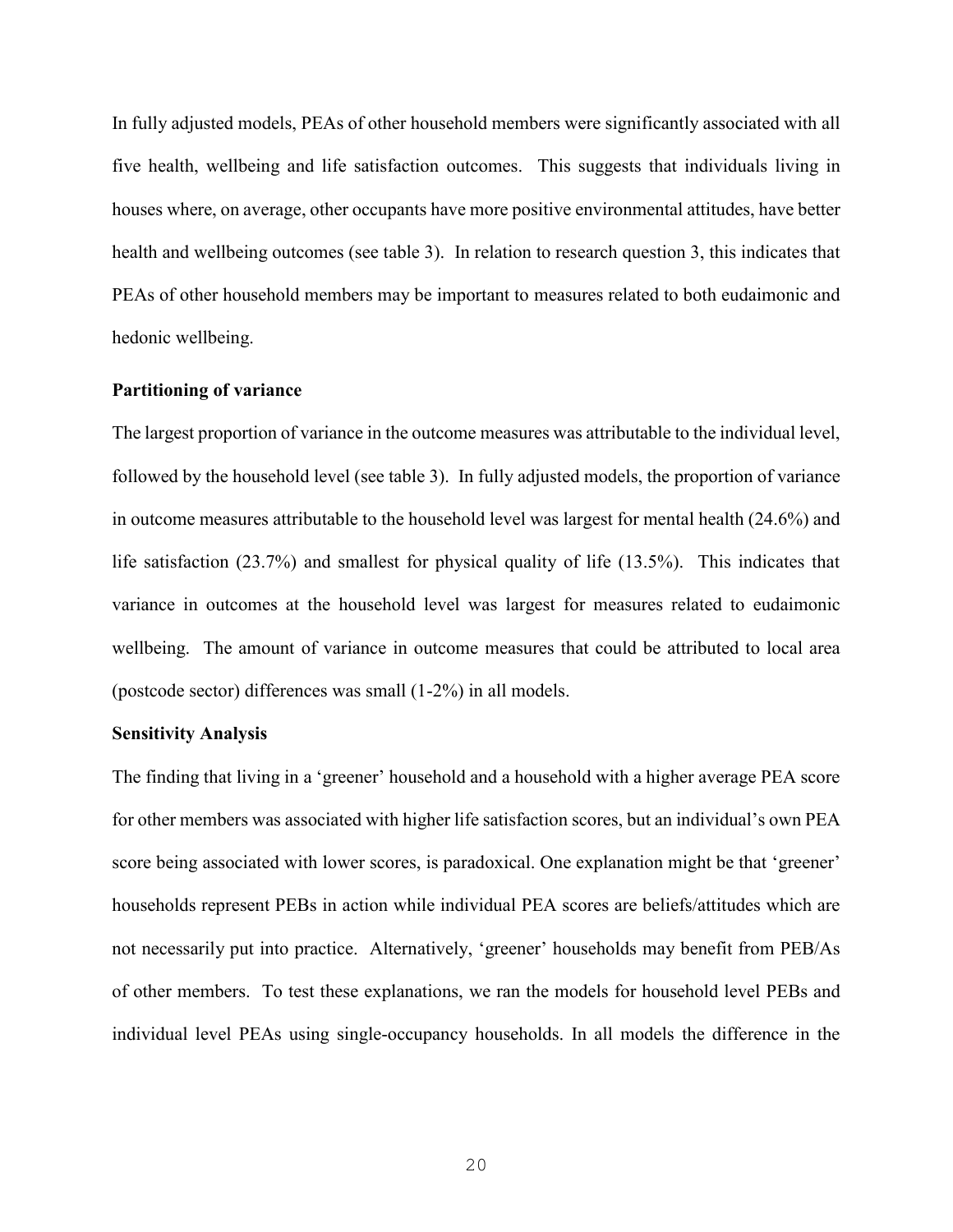In fully adjusted models, PEAs of other household members were significantly associated with all five health, wellbeing and life satisfaction outcomes. This suggests that individuals living in houses where, on average, other occupants have more positive environmental attitudes, have better health and wellbeing outcomes (see table 3). In relation to research question 3, this indicates that PEAs of other household members may be important to measures related to both eudaimonic and hedonic wellbeing.

**Partitioning of variance**

The largest proportion of variance in the outcome measures was attributable to the individual level, followed by the household level (see table 3). In fully adjusted models, the proportion of variance in outcome measures attributable to the household level was largest for mental health (24.6%) and life satisfaction (23.7%) and smallest for physical quality of life (13.5%). This indicates that variance in outcomes at the household level was largest for measures related to eudaimonic wellbeing. The amount of variance in outcome measures that could be attributed to local area (postcode sector) differences was small (1-2%) in all models.

**Sensitivity Analysis**

The finding that living in a 'greener' household and a household with a higher average PEA score for other members was associated with higher life satisfaction scores, but an individual's own PEA score being associated with lower scores, is paradoxical. One explanation might be that 'greener' households represent PEBs in action while individual PEA scores are beliefs/attitudes which are not necessarily put into practice. Alternatively, 'greener' households may benefit from PEB/As of other members. To test these explanations, we ran the models for household level PEBs and individual level PEAs using single-occupancy households. In all models the difference in the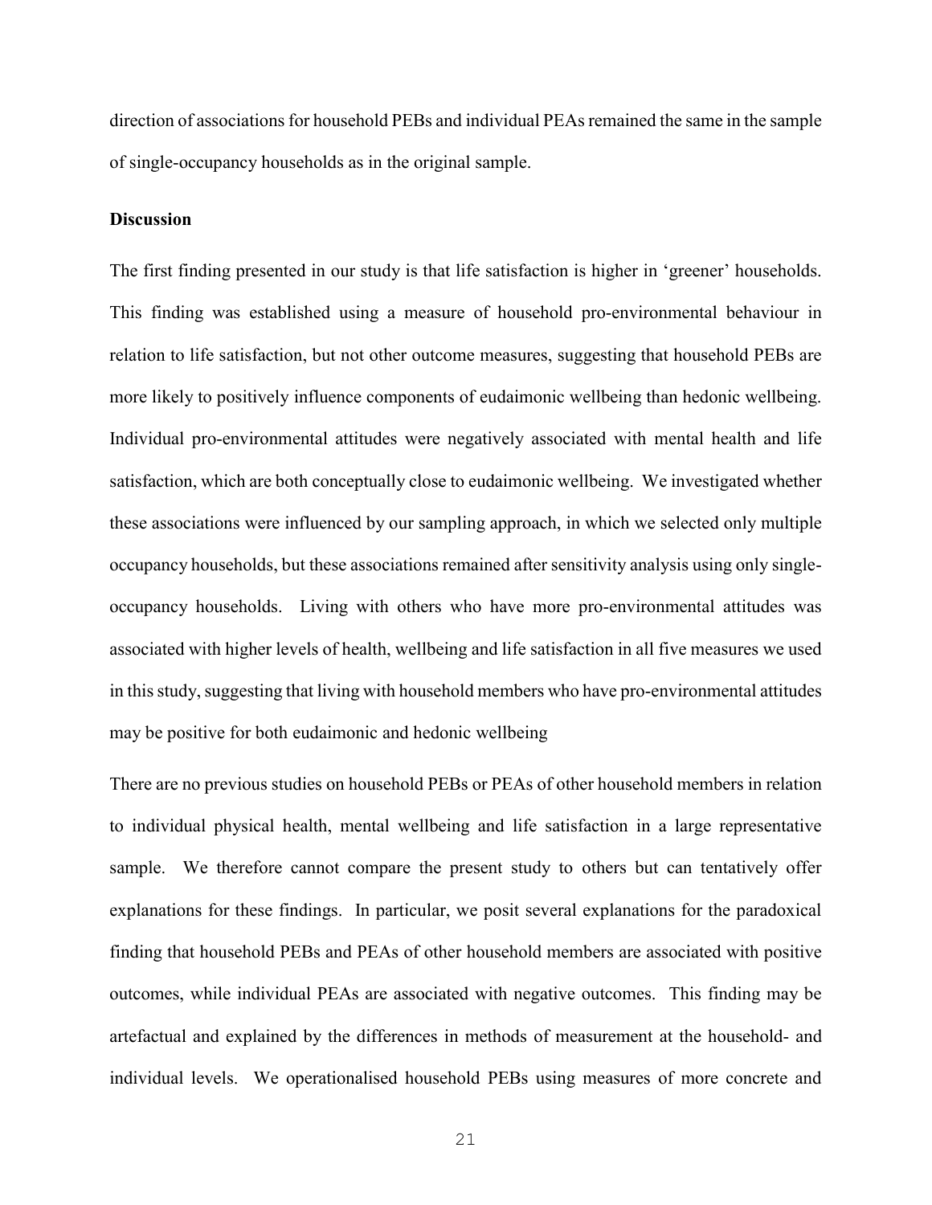direction of associations for household PEBs and individual PEAs remained the same in the sample of single-occupancy households as in the original sample.

**Discussion**

The first finding presented in our study is that life satisfaction is higher in 'greener' households. This finding was established using a measure of household pro-environmental behaviour in relation to life satisfaction, but not other outcome measures, suggesting that household PEBs are more likely to positively influence components of eudaimonic wellbeing than hedonic wellbeing. Individual pro-environmental attitudes were negatively associated with mental health and life satisfaction, which are both conceptually close to eudaimonic wellbeing. We investigated whether these associations were influenced by our sampling approach, in which we selected only multiple occupancy households, but these associations remained after sensitivity analysis using only single-occupancy households. Living with others who have more pro-environmental attitudes was associated with higher levels of health, wellbeing and life satisfaction in all five measures we used in this study, suggesting that living with household members who have pro-environmental attitudes may be positive for both eudaimonic and hedonic wellbeing

There are no previous studies on household PEBs or PEAs of other household members in relation to individual physical health, mental wellbeing and life satisfaction in a large representative sample. We therefore cannot compare the present study to others but can tentatively offer explanations for these findings. In particular, we posit several explanations for the paradoxical finding that household PEBs and PEAs of other household members are associated with positive outcomes, while individual PEAs are associated with negative outcomes. This finding may be artefactual and explained by the differences in methods of measurement at the household- and individual levels. We operationalised household PEBs using measures of more concrete and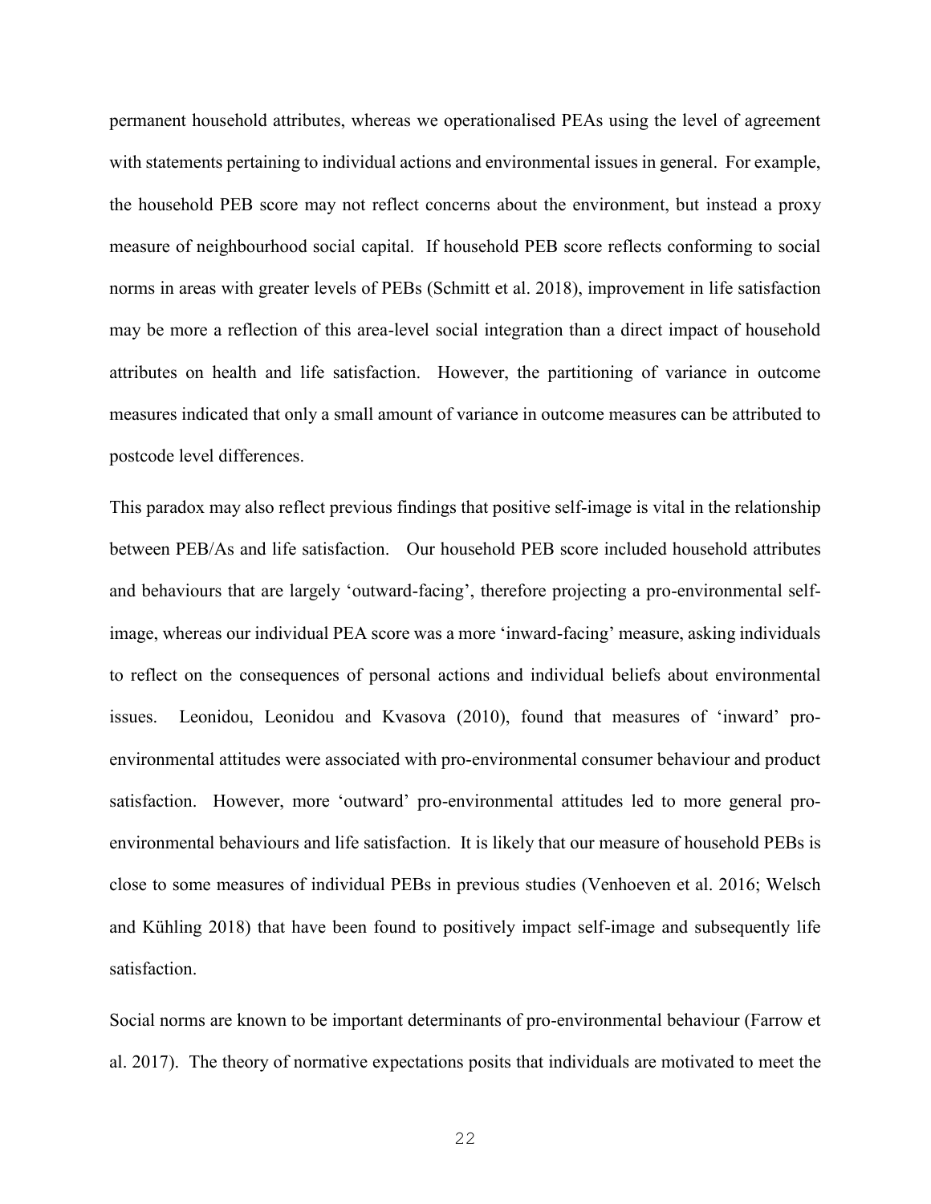permanent household attributes, whereas we operationalised PEAs using the level of agreement with statements pertaining to individual actions and environmental issues in general. For example, the household PEB score may not reflect concerns about the environment, but instead a proxy measure of neighbourhood social capital. If household PEB score reflects conforming to social norms in areas with greater levels of PEBs (Schmitt et al. 2018), improvement in life satisfaction may be more a reflection of this area-level social integration than a direct impact of household attributes on health and life satisfaction. However, the partitioning of variance in outcome measures indicated that only a small amount of variance in outcome measures can be attributed to postcode level differences.

This paradox may also reflect previous findings that positive self-image is vital in the relationship between PEB/As and life satisfaction. Our household PEB score included household attributes and behaviours that are largely 'outward-facing', therefore projecting a pro-environmental self-image, whereas our individual PEA score was a more 'inward-facing' measure, asking individuals to reflect on the consequences of personal actions and individual beliefs about environmental issues. Leonidou, Leonidou and Kvasova (2010), found that measures of 'inward' pro-environmental attitudes were associated with pro-environmental consumer behaviour and product satisfaction. However, more 'outward' pro-environmental attitudes led to more general pro-environmental behaviours and life satisfaction. It is likely that our measure of household PEBs is close to some measures of individual PEBs in previous studies (Venhoeven et al. 2016; Welsch and Kühling 2018) that have been found to positively impact self-image and subsequently life satisfaction.

Social norms are known to be important determinants of pro-environmental behaviour (Farrow et al. 2017). The theory of normative expectations posits that individuals are motivated to meet the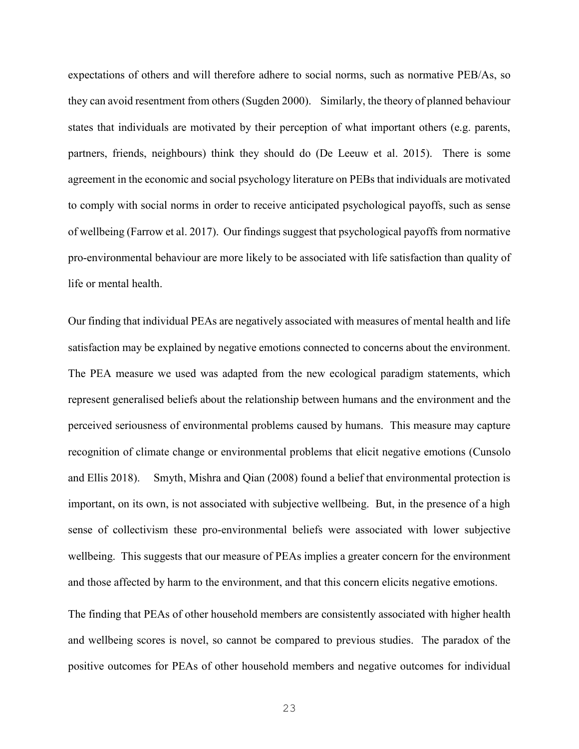expectations of others and will therefore adhere to social norms, such as normative PEB/As, so they can avoid resentment from others (Sugden 2000). Similarly, the theory of planned behaviour states that individuals are motivated by their perception of what important others (e.g. parents, partners, friends, neighbours) think they should do (De Leeuw et al. 2015). There is some agreement in the economic and social psychology literature on PEBs that individuals are motivated to comply with social norms in order to receive anticipated psychological payoffs, such as sense of wellbeing (Farrow et al. 2017). Our findings suggest that psychological payoffs from normative pro-environmental behaviour are more likely to be associated with life satisfaction than quality of life or mental health.

Our finding that individual PEAs are negatively associated with measures of mental health and life satisfaction may be explained by negative emotions connected to concerns about the environment. The PEA measure we used was adapted from the new ecological paradigm statements, which represent generalised beliefs about the relationship between humans and the environment and the perceived seriousness of environmental problems caused by humans. This measure may capture recognition of climate change or environmental problems that elicit negative emotions (Cunsolo and Ellis 2018). Smyth, Mishra and Qian (2008) found a belief that environmental protection is important, on its own, is not associated with subjective wellbeing. But, in the presence of a high sense of collectivism these pro-environmental beliefs were associated with lower subjective wellbeing. This suggests that our measure of PEAs implies a greater concern for the environment and those affected by harm to the environment, and that this concern elicits negative emotions.

The finding that PEAs of other household members are consistently associated with higher health and wellbeing scores is novel, so cannot be compared to previous studies. The paradox of the positive outcomes for PEAs of other household members and negative outcomes for individual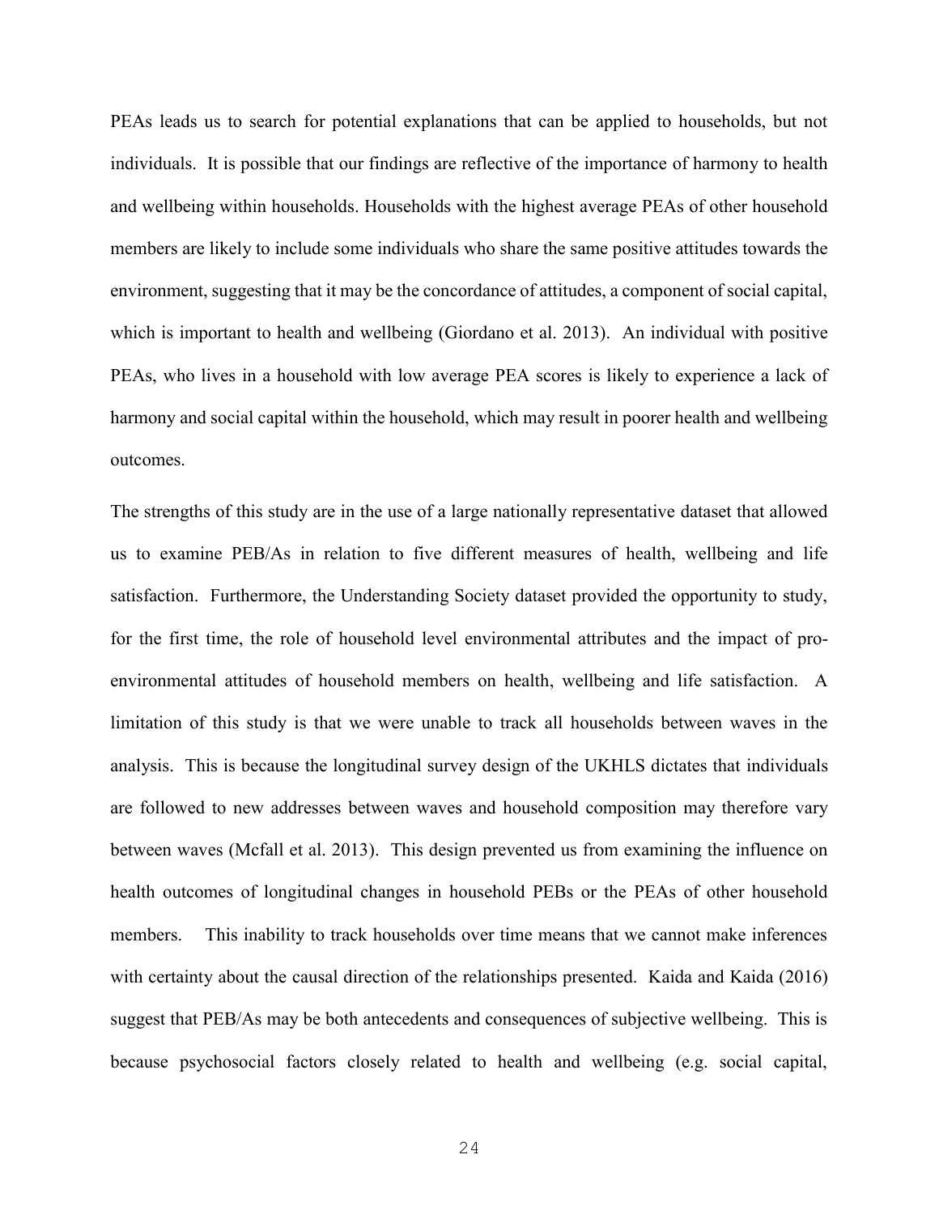PEAs leads us to search for potential explanations that can be applied to households, but not individuals. It is possible that our findings are reflective of the importance of harmony to health and wellbeing within households. Households with the highest average PEAs of other household members are likely to include some individuals who share the same positive attitudes towards the environment, suggesting that it may be the concordance of attitudes, a component of social capital, which is important to health and wellbeing (Giordano et al. 2013). An individual with positive PEAs, who lives in a household with low average PEA scores is likely to experience a lack of harmony and social capital within the household, which may result in poorer health and wellbeing outcomes.

The strengths of this study are in the use of a large nationally representative dataset that allowed us to examine PEB/As in relation to five different measures of health, wellbeing and life satisfaction. Furthermore, the Understanding Society dataset provided the opportunity to study, for the first time, the role of household level environmental attributes and the impact of pro-environmental attitudes of household members on health, wellbeing and life satisfaction. A limitation of this study is that we were unable to track all households between waves in the analysis. This is because the longitudinal survey design of the UKHLS dictates that individuals are followed to new addresses between waves and household composition may therefore vary between waves (Mcfall et al. 2013). This design prevented us from examining the influence on health outcomes of longitudinal changes in household PEBs or the PEAs of other household members. This inability to track households over time means that we cannot make inferences with certainty about the causal direction of the relationships presented. Kaida and Kaida (2016) suggest that PEB/As may be both antecedents and consequences of subjective wellbeing. This is because psychosocial factors closely related to health and wellbeing (e.g. social capital,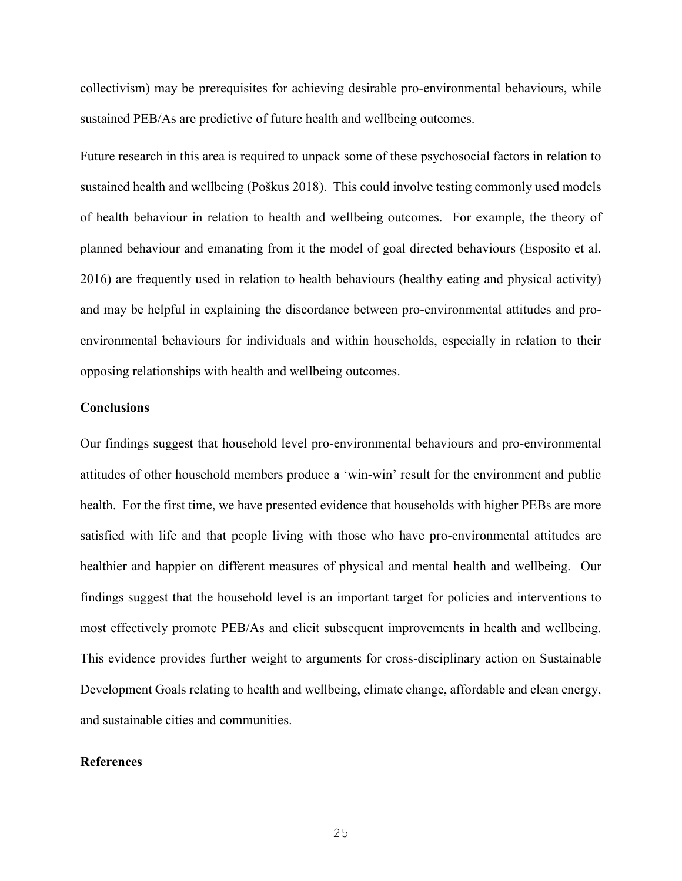collectivism) may be prerequisites for achieving desirable pro-environmental behaviours, while sustained PEB/As are predictive of future health and wellbeing outcomes.

Future research in this area is required to unpack some of these psychosocial factors in relation to sustained health and wellbeing (Poškus 2018). This could involve testing commonly used models of health behaviour in relation to health and wellbeing outcomes. For example, the theory of planned behaviour and emanating from it the model of goal directed behaviours (Esposito et al. 2016) are frequently used in relation to health behaviours (healthy eating and physical activity) and may be helpful in explaining the discordance between pro-environmental attitudes and pro-environmental behaviours for individuals and within households, especially in relation to their opposing relationships with health and wellbeing outcomes.

## Conclusions

Our findings suggest that household level pro-environmental behaviours and pro-environmental attitudes of other household members produce a 'win-win' result for the environment and public health. For the first time, we have presented evidence that households with higher PEBs are more satisfied with life and that people living with those who have pro-environmental attitudes are healthier and happier on different measures of physical and mental health and wellbeing. Our findings suggest that the household level is an important target for policies and interventions to most effectively promote PEB/As and elicit subsequent improvements in health and wellbeing. This evidence provides further weight to arguments for cross-disciplinary action on Sustainable Development Goals relating to health and wellbeing, climate change, affordable and clean energy, and sustainable cities and communities.

## References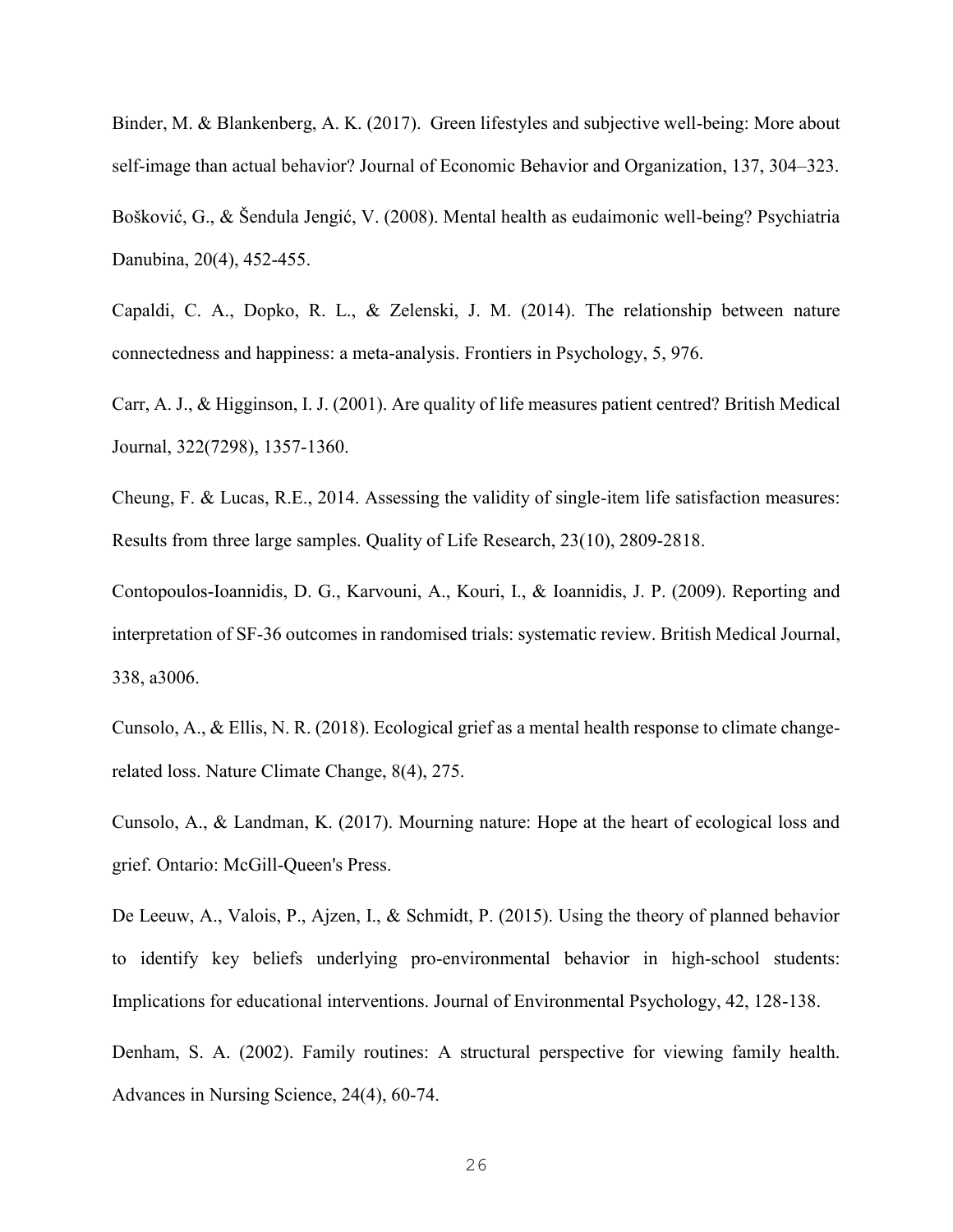Binder, M. & Blankenberg, A. K. (2017). Green lifestyles and subjective well-being: More about self-image than actual behavior? Journal of Economic Behavior and Organization, 137, 304–323.

Bošković, G., & Šendula Jengić, V. (2008). Mental health as eudaimonic well-being? Psychiatria Danubina, 20(4), 452-455.

Capaldi, C. A., Dopko, R. L., & Zelenski, J. M. (2014). The relationship between nature connectedness and happiness: a meta-analysis. Frontiers in Psychology, 5, 976.

Carr, A. J., & Higginson, I. J. (2001). Are quality of life measures patient centred? British Medical Journal, 322(7298), 1357-1360.

Cheung, F. & Lucas, R.E., 2014. Assessing the validity of single-item life satisfaction measures: Results from three large samples. Quality of Life Research, 23(10), 2809-2818.

Contopoulos-Ioannidis, D. G., Karvouni, A., Kouri, I., & Ioannidis, J. P. (2009). Reporting and interpretation of SF-36 outcomes in randomised trials: systematic review. British Medical Journal, 338, a3006.

Cunsolo, A., & Ellis, N. R. (2018). Ecological grief as a mental health response to climate change-related loss. Nature Climate Change, 8(4), 275.

Cunsolo, A., & Landman, K. (2017). Mourning nature: Hope at the heart of ecological loss and grief. Ontario: McGill-Queen's Press.

De Leeuw, A., Valois, P., Ajzen, I., & Schmidt, P. (2015). Using the theory of planned behavior to identify key beliefs underlying pro-environmental behavior in high-school students: Implications for educational interventions. Journal of Environmental Psychology, 42, 128-138.

Denham, S. A. (2002). Family routines: A structural perspective for viewing family health. Advances in Nursing Science, 24(4), 60-74.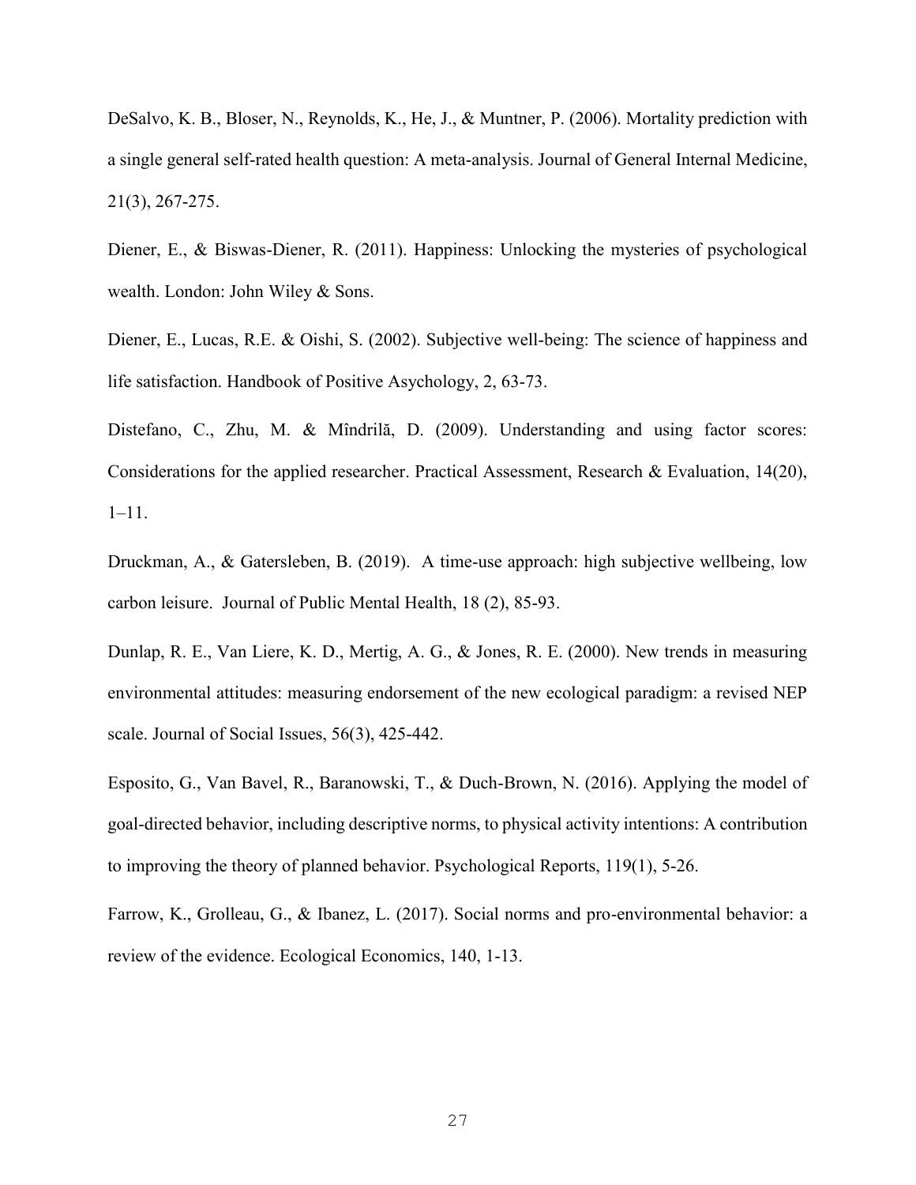DeSalvo, K. B., Bloser, N., Reynolds, K., He, J., & Muntner, P. (2006). Mortality prediction with a single general self-rated health question: A meta-analysis. Journal of General Internal Medicine, 21(3), 267-275.

Diener, E., & Biswas-Diener, R. (2011). Happiness: Unlocking the mysteries of psychological wealth. London: John Wiley & Sons.

Diener, E., Lucas, R.E. & Oishi, S. (2002). Subjective well-being: The science of happiness and life satisfaction. Handbook of Positive Asychology, 2, 63-73.

Distefano, C., Zhu, M. & Mîndrilă, D. (2009). Understanding and using factor scores: Considerations for the applied researcher. Practical Assessment, Research & Evaluation, 14(20), 1–11.

Druckman, A., & Gatersleben, B. (2019). A time-use approach: high subjective wellbeing, low carbon leisure. Journal of Public Mental Health, 18 (2), 85-93.

Dunlap, R. E., Van Liere, K. D., Mertig, A. G., & Jones, R. E. (2000). New trends in measuring environmental attitudes: measuring endorsement of the new ecological paradigm: a revised NEP scale. Journal of Social Issues, 56(3), 425-442.

Esposito, G., Van Bavel, R., Baranowski, T., & Duch-Brown, N. (2016). Applying the model of goal-directed behavior, including descriptive norms, to physical activity intentions: A contribution to improving the theory of planned behavior. Psychological Reports, 119(1), 5-26.

Farrow, K., Grolleau, G., & Ibanez, L. (2017). Social norms and pro-environmental behavior: a review of the evidence. Ecological Economics, 140, 1-13.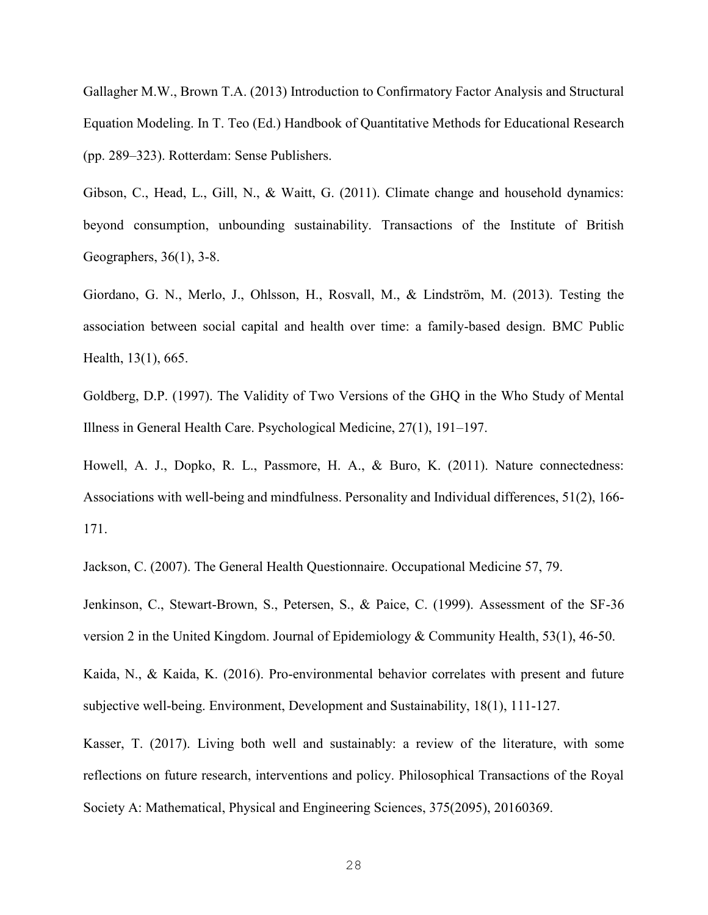Gallagher M.W., Brown T.A. (2013) Introduction to Confirmatory Factor Analysis and Structural Equation Modeling. In T. Teo (Ed.) Handbook of Quantitative Methods for Educational Research (pp. 289–323). Rotterdam: Sense Publishers.

Gibson, C., Head, L., Gill, N., & Waitt, G. (2011). Climate change and household dynamics: beyond consumption, unbounding sustainability. Transactions of the Institute of British Geographers, 36(1), 3-8.

Giordano, G. N., Merlo, J., Ohlsson, H., Rosvall, M., & Lindström, M. (2013). Testing the association between social capital and health over time: a family-based design. BMC Public Health, 13(1), 665.

Goldberg, D.P. (1997). The Validity of Two Versions of the GHQ in the Who Study of Mental Illness in General Health Care. Psychological Medicine, 27(1), 191–197.

Howell, A. J., Dopko, R. L., Passmore, H. A., & Buro, K. (2011). Nature connectedness: Associations with well-being and mindfulness. Personality and Individual differences, 51(2), 166-171.

Jackson, C. (2007). The General Health Questionnaire. Occupational Medicine 57, 79.

Jenkinson, C., Stewart-Brown, S., Petersen, S., & Paice, C. (1999). Assessment of the SF-36 version 2 in the United Kingdom. Journal of Epidemiology & Community Health, 53(1), 46-50.

Kaida, N., & Kaida, K. (2016). Pro-environmental behavior correlates with present and future subjective well-being. Environment, Development and Sustainability, 18(1), 111-127.

Kasser, T. (2017). Living both well and sustainably: a review of the literature, with some reflections on future research, interventions and policy. Philosophical Transactions of the Royal Society A: Mathematical, Physical and Engineering Sciences, 375(2095), 20160369.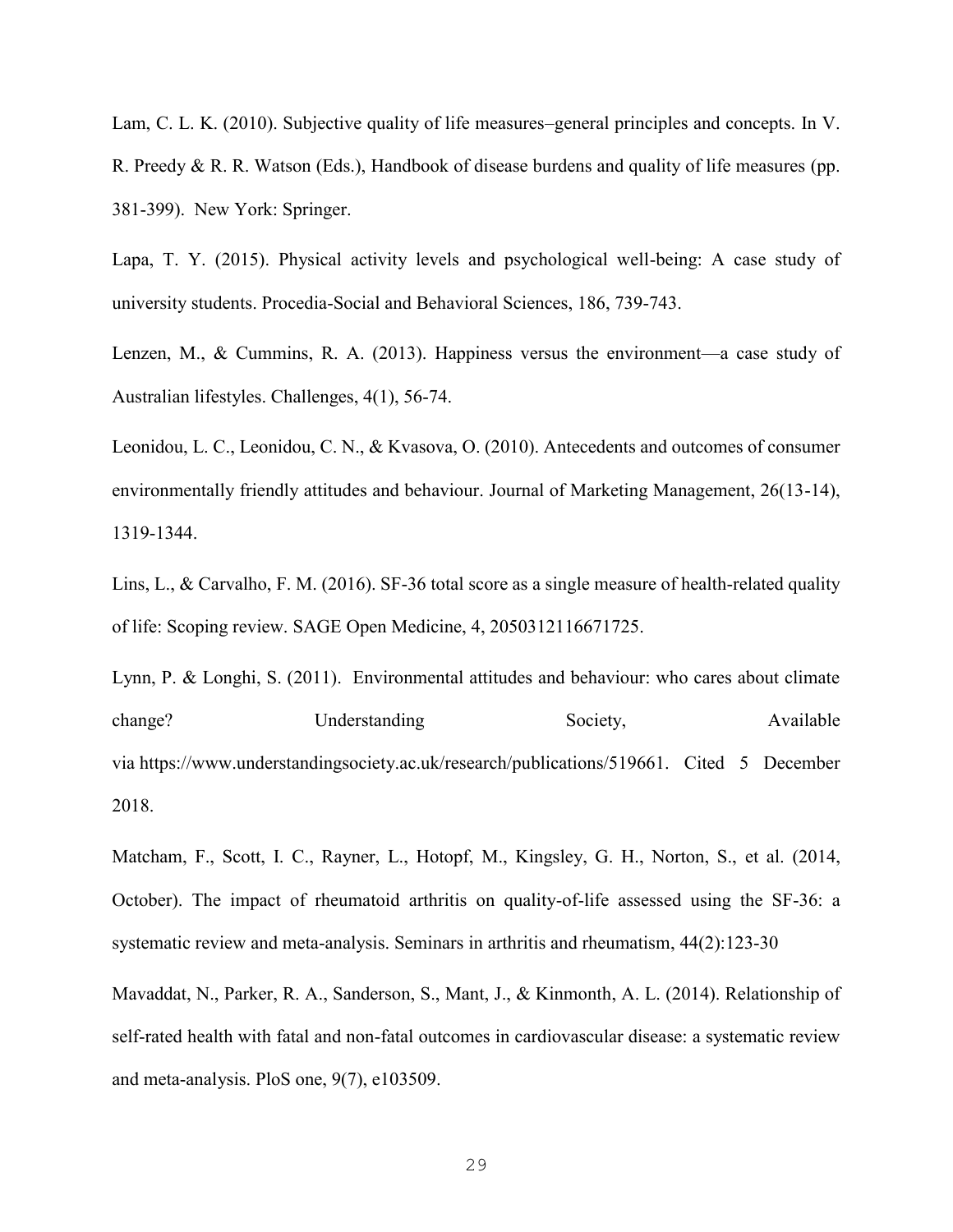Lam, C. L. K. (2010). Subjective quality of life measures–general principles and concepts. In V. R. Preedy & R. R. Watson (Eds.), Handbook of disease burdens and quality of life measures (pp. 381-399). New York: Springer.

Lapa, T. Y. (2015). Physical activity levels and psychological well-being: A case study of university students. Procedia-Social and Behavioral Sciences, 186, 739-743.

Lenzen, M., & Cummins, R. A. (2013). Happiness versus the environment—a case study of Australian lifestyles. Challenges, 4(1), 56-74.

Leonidou, L. C., Leonidou, C. N., & Kvasova, O. (2010). Antecedents and outcomes of consumer environmentally friendly attitudes and behaviour. Journal of Marketing Management, 26(13-14), 1319-1344.

Lins, L., & Carvalho, F. M. (2016). SF-36 total score as a single measure of health-related quality of life: Scoping review. SAGE Open Medicine, 4, 2050312116671725.

Lynn, P. & Longhi, S. (2011). Environmental attitudes and behaviour: who cares about climate change? Understanding Society, Available via https://www.understandingsociety.ac.uk/research/publications/519661. Cited 5 December 2018.

Matcham, F., Scott, I. C., Rayner, L., Hotopf, M., Kingsley, G. H., Norton, S., et al. (2014, October). The impact of rheumatoid arthritis on quality-of-life assessed using the SF-36: a systematic review and meta-analysis. Seminars in arthritis and rheumatism, 44(2):123-30

Mavaddat, N., Parker, R. A., Sanderson, S., Mant, J., & Kinmonth, A. L. (2014). Relationship of self-rated health with fatal and non-fatal outcomes in cardiovascular disease: a systematic review and meta-analysis. PloS one, 9(7), e103509.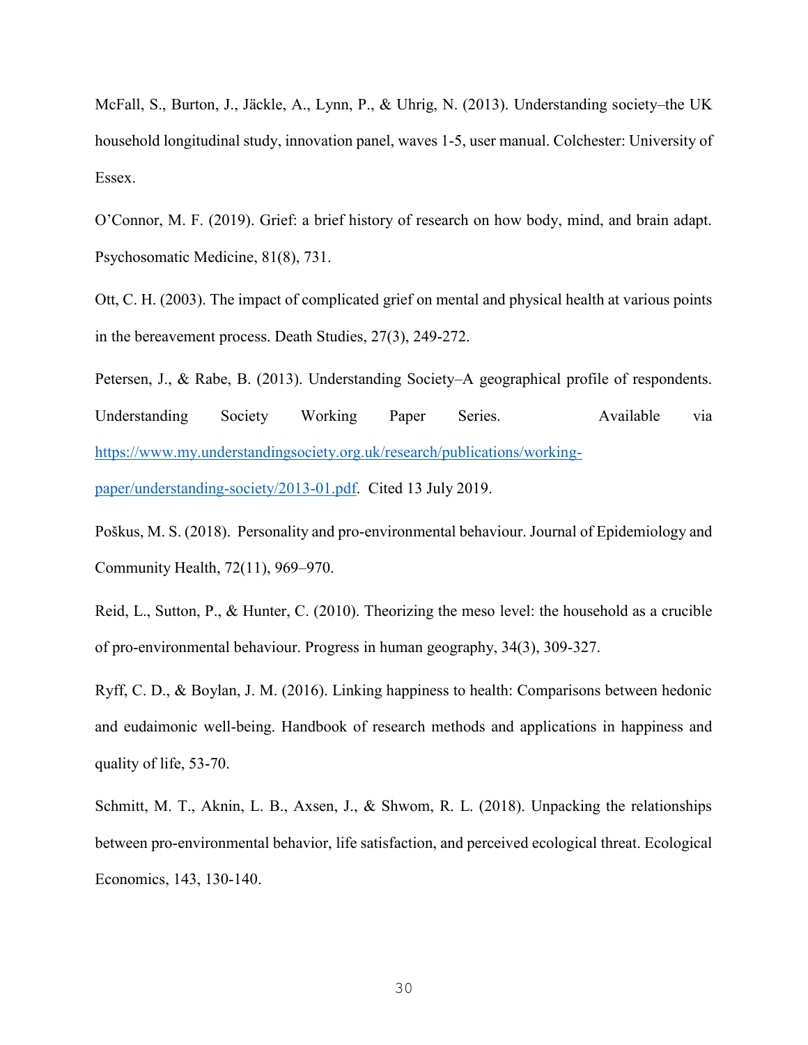McFall, S., Burton, J., Jäckle, A., Lynn, P., & Uhrig, N. (2013). Understanding society–the UK household longitudinal study, innovation panel, waves 1-5, user manual. Colchester: University of Essex.

O'Connor, M. F. (2019). Grief: a brief history of research on how body, mind, and brain adapt. Psychosomatic Medicine, 81(8), 731.

Ott, C. H. (2003). The impact of complicated grief on mental and physical health at various points in the bereavement process. Death Studies, 27(3), 249-272.

Petersen, J., & Rabe, B. (2013). Understanding Society–A geographical profile of respondents. Understanding Society Working Paper Series. Available via https://www.my.understandingsociety.org.uk/research/publications/working-paper/understanding-society/2013-01.pdf. Cited 13 July 2019.

Poškus, M. S. (2018). Personality and pro-environmental behaviour. Journal of Epidemiology and Community Health, 72(11), 969–970.

Reid, L., Sutton, P., & Hunter, C. (2010). Theorizing the meso level: the household as a crucible of pro-environmental behaviour. Progress in human geography, 34(3), 309-327.

Ryff, C. D., & Boylan, J. M. (2016). Linking happiness to health: Comparisons between hedonic and eudaimonic well-being. Handbook of research methods and applications in happiness and quality of life, 53-70.

Schmitt, M. T., Aknin, L. B., Axsen, J., & Shwom, R. L. (2018). Unpacking the relationships between pro-environmental behavior, life satisfaction, and perceived ecological threat. Ecological Economics, 143, 130-140.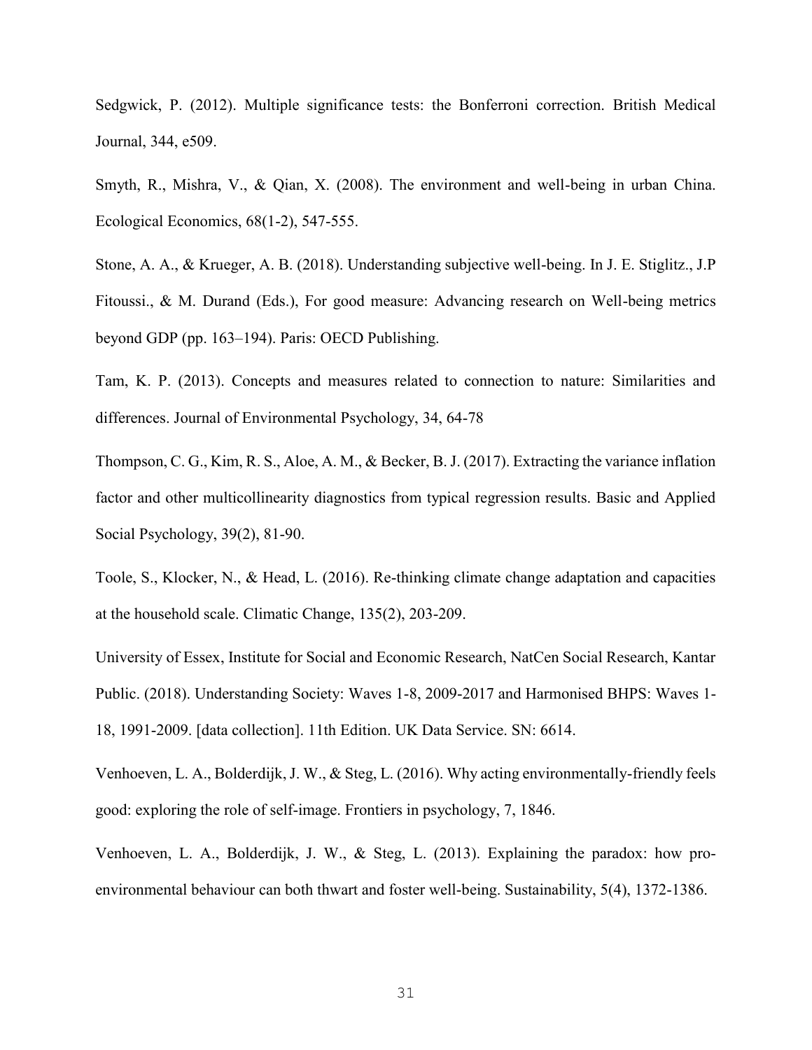Sedgwick, P. (2012). Multiple significance tests: the Bonferroni correction. British Medical Journal, 344, e509.

Smyth, R., Mishra, V., & Qian, X. (2008). The environment and well-being in urban China. Ecological Economics, 68(1-2), 547-555.

Stone, A. A., & Krueger, A. B. (2018). Understanding subjective well-being. In J. E. Stiglitz., J.P Fitoussi., & M. Durand (Eds.), For good measure: Advancing research on Well-being metrics beyond GDP (pp. 163–194). Paris: OECD Publishing.

Tam, K. P. (2013). Concepts and measures related to connection to nature: Similarities and differences. Journal of Environmental Psychology, 34, 64-78

Thompson, C. G., Kim, R. S., Aloe, A. M., & Becker, B. J. (2017). Extracting the variance inflation factor and other multicollinearity diagnostics from typical regression results. Basic and Applied Social Psychology, 39(2), 81-90.

Toole, S., Klocker, N., & Head, L. (2016). Re-thinking climate change adaptation and capacities at the household scale. Climatic Change, 135(2), 203-209.

University of Essex, Institute for Social and Economic Research, NatCen Social Research, Kantar Public. (2018). Understanding Society: Waves 1-8, 2009-2017 and Harmonised BHPS: Waves 1-18, 1991-2009. [data collection]. 11th Edition. UK Data Service. SN: 6614.

Venhoeven, L. A., Bolderdijk, J. W., & Steg, L. (2016). Why acting environmentally-friendly feels good: exploring the role of self-image. Frontiers in psychology, 7, 1846.

Venhoeven, L. A., Bolderdijk, J. W., & Steg, L. (2013). Explaining the paradox: how pro-environmental behaviour can both thwart and foster well-being. Sustainability, 5(4), 1372-1386.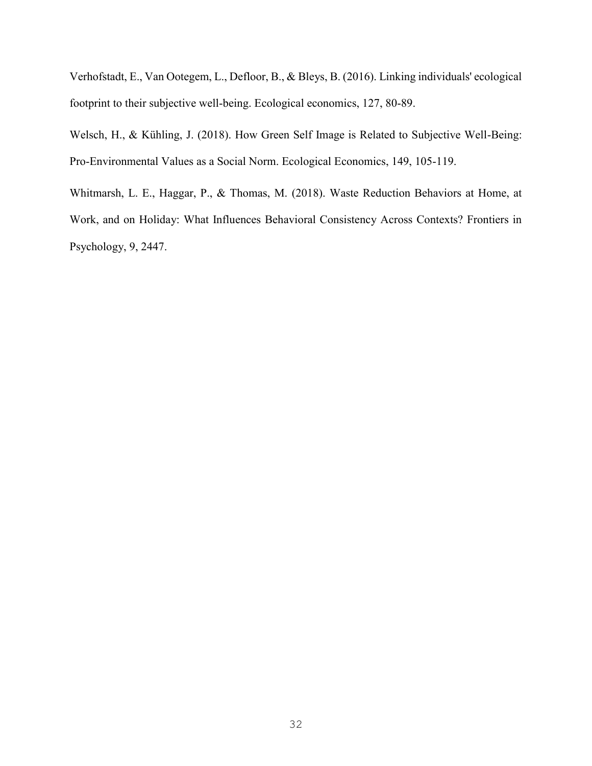Verhofstadt, E., Van Ootegem, L., Defloor, B., & Bleys, B. (2016). Linking individuals' ecological footprint to their subjective well-being. Ecological economics, 127, 80-89.

Welsch, H., & Kühling, J. (2018). How Green Self Image is Related to Subjective Well-Being: Pro-Environmental Values as a Social Norm. Ecological Economics, 149, 105-119.

Whitmarsh, L. E., Haggar, P., & Thomas, M. (2018). Waste Reduction Behaviors at Home, at Work, and on Holiday: What Influences Behavioral Consistency Across Contexts? Frontiers in Psychology, 9, 2447.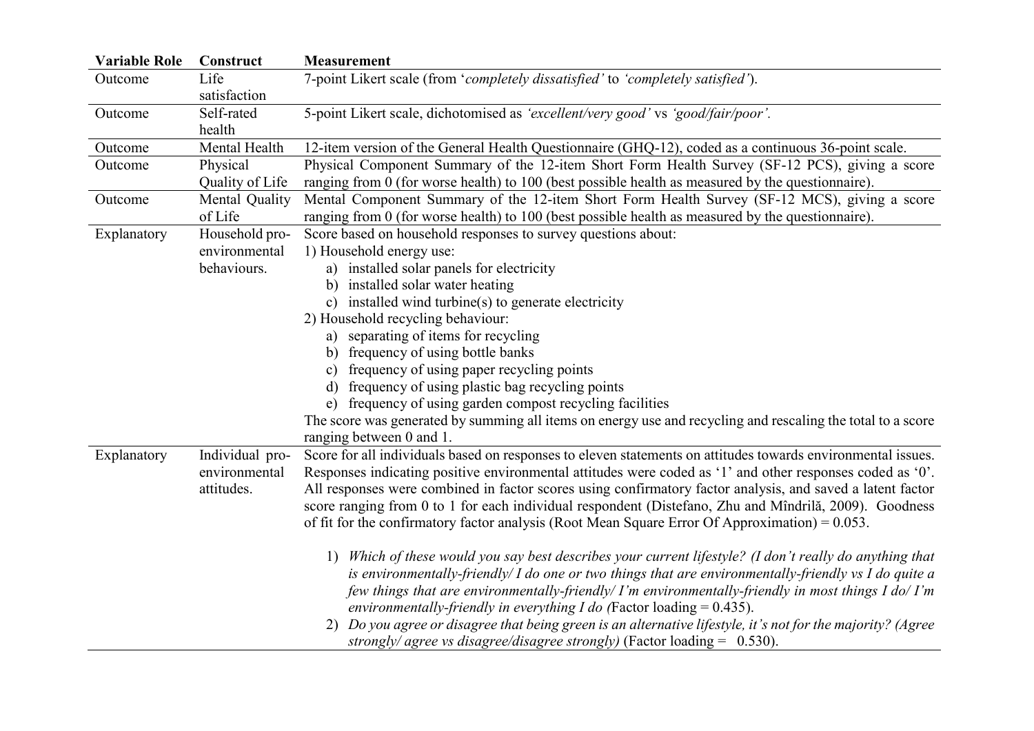| Variable Role | Construct | Measurement |
|---|---|---|
| Outcome | Life satisfaction | 7-point Likert scale (from '*completely dissatisfied'* to *'completely satisfied'*). |
| Outcome | Self-rated health | 5-point Likert scale, dichotomised as *'excellent/very good'* vs *'good/fair/poor'.* |
| Outcome | Mental Health | 12-item version of the General Health Questionnaire (GHQ-12), coded as a continuous 36-point scale. |
| Outcome | Physical Quality of Life | Physical Component Summary of the 12-item Short Form Health Survey (SF-12 PCS), giving a score ranging from 0 (for worse health) to 100 (best possible health as measured by the questionnaire). |
| Outcome | Mental Quality of Life | Mental Component Summary of the 12-item Short Form Health Survey (SF-12 MCS), giving a score ranging from 0 (for worse health) to 100 (best possible health as measured by the questionnaire). |
| Explanatory | Household pro-environmental behaviours. | Score based on household responses to survey questions about:<br>1) Household energy use:<br>a) installed solar panels for electricity<br>b) installed solar water heating<br>c) installed wind turbine(s) to generate electricity<br>2) Household recycling behaviour:<br>a) separating of items for recycling<br>b) frequency of using bottle banks<br>c) frequency of using paper recycling points<br>d) frequency of using plastic bag recycling points<br>e) frequency of using garden compost recycling facilities<br>The score was generated by summing all items on energy use and recycling and rescaling the total to a score ranging between 0 and 1. |
| Explanatory | Individual pro-environmental attitudes. | Score for all individuals based on responses to eleven statements on attitudes towards environmental issues. Responses indicating positive environmental attitudes were coded as '1' and other responses coded as '0'. All responses were combined in factor scores using confirmatory factor analysis, and saved a latent factor score ranging from 0 to 1 for each individual respondent (Distefano, Zhu and Mîndrilă, 2009). Goodness of fit for the confirmatory factor analysis (Root Mean Square Error Of Approximation) = 0.053.<br><br>1) *Which of these would you say best describes your current lifestyle? (I don't really do anything that is environmentally-friendly/ I do one or two things that are environmentally-friendly vs I do quite a few things that are environmentally-friendly/ I'm environmentally-friendly in most things I do/ I'm environmentally-friendly in everything I do (*Factor loading = 0.435).<br>2) *Do you agree or disagree that being green is an alternative lifestyle, it's not for the majority? (Agree strongly/ agree vs disagree/disagree strongly)* (Factor loading = 0.530). |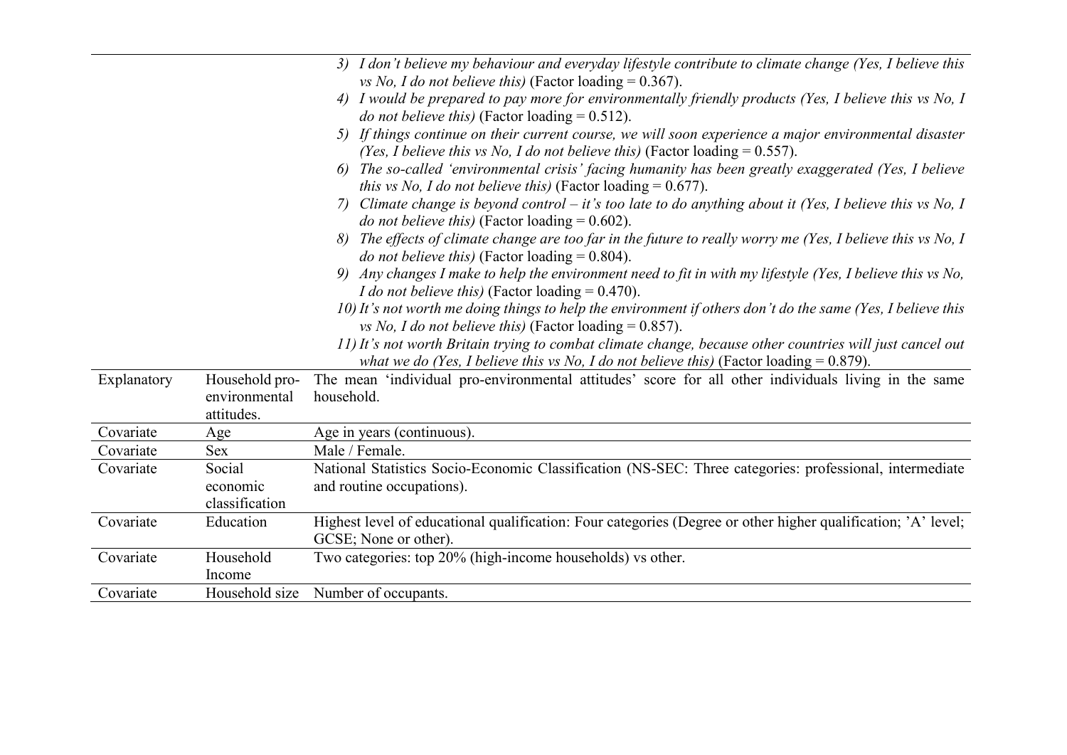| | | |
|---|---|---|
| | | *3) I don't believe my behaviour and everyday lifestyle contribute to climate change (Yes, I believe this vs No, I do not believe this)* (Factor loading = 0.367).<br>*4) I would be prepared to pay more for environmentally friendly products (Yes, I believe this vs No, I do not believe this)* (Factor loading = 0.512).<br>*5) If things continue on their current course, we will soon experience a major environmental disaster (Yes, I believe this vs No, I do not believe this)* (Factor loading = 0.557).<br>*6) The so-called 'environmental crisis' facing humanity has been greatly exaggerated (Yes, I believe this vs No, I do not believe this)* (Factor loading = 0.677).<br>*7) Climate change is beyond control – it's too late to do anything about it (Yes, I believe this vs No, I do not believe this)* (Factor loading = 0.602).<br>*8) The effects of climate change are too far in the future to really worry me (Yes, I believe this vs No, I do not believe this)* (Factor loading = 0.804).<br>*9) Any changes I make to help the environment need to fit in with my lifestyle (Yes, I believe this vs No, I do not believe this)* (Factor loading = 0.470).<br>*10) It's not worth me doing things to help the environment if others don't do the same (Yes, I believe this vs No, I do not believe this)* (Factor loading = 0.857).<br>*11) It's not worth Britain trying to combat climate change, because other countries will just cancel out what we do (Yes, I believe this vs No, I do not believe this)* (Factor loading = 0.879). |
| Explanatory | Household pro-environmental attitudes. | The mean 'individual pro-environmental attitudes' score for all other individuals living in the same household. |
| Covariate | Age | Age in years (continuous). |
| Covariate | Sex | Male / Female. |
| Covariate | Social economic classification | National Statistics Socio-Economic Classification (NS-SEC: Three categories: professional, intermediate and routine occupations). |
| Covariate | Education | Highest level of educational qualification: Four categories (Degree or other higher qualification; 'A' level; GCSE; None or other). |
| Covariate | Household Income | Two categories: top 20% (high-income households) vs other. |
| Covariate | Household size | Number of occupants. |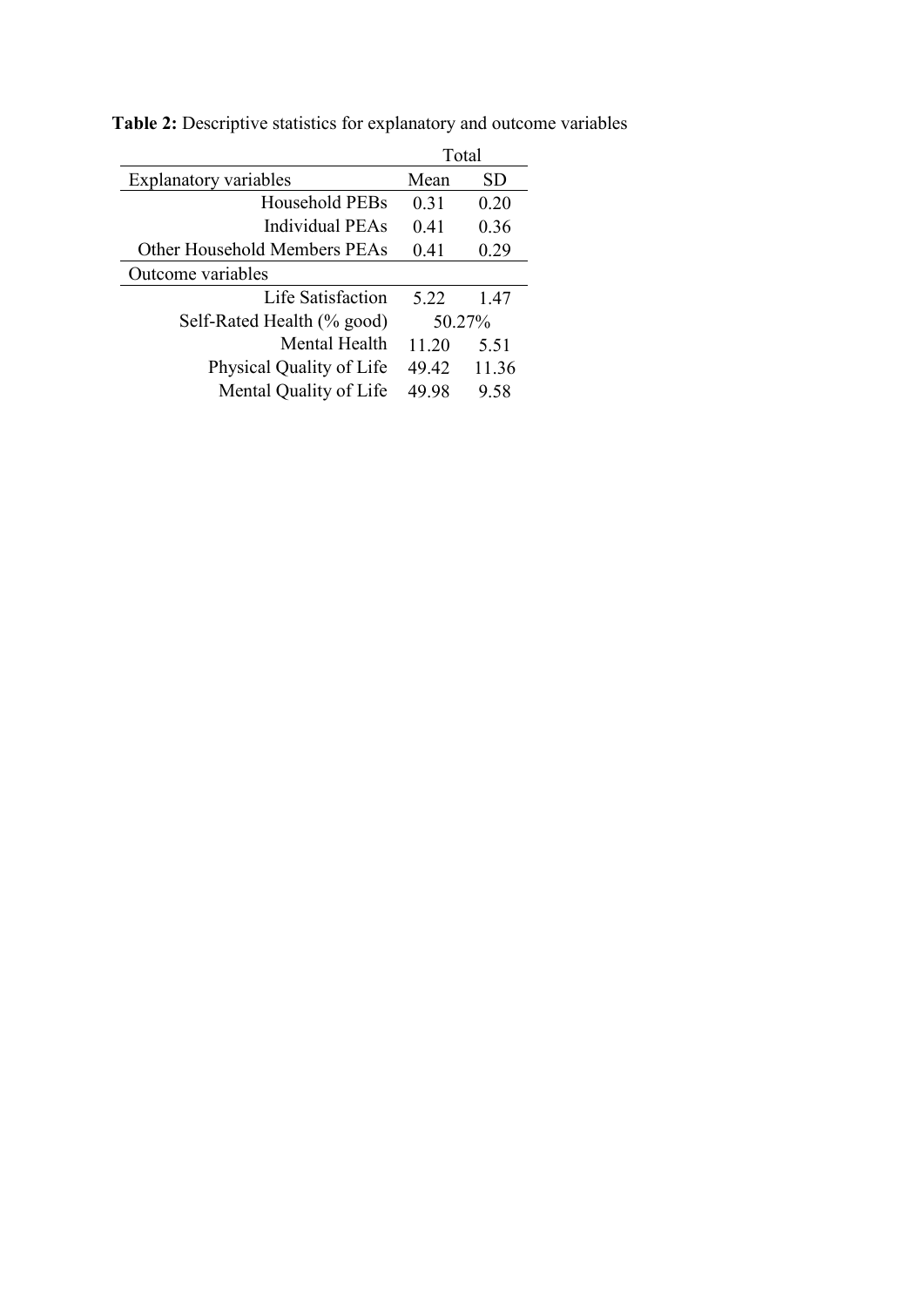**Table 2:** Descriptive statistics for explanatory and outcome variables

| | Total | |
|---|---|---|
| Explanatory variables | Mean | SD |
| Household PEBs | 0.31 | 0.20 |
| Individual PEAs | 0.41 | 0.36 |
| Other Household Members PEAs | 0.41 | 0.29 |
| Outcome variables | | |
| Life Satisfaction | 5.22 | 1.47 |
| Self-Rated Health (% good) | 50.27% | |
| Mental Health | 11.20 | 5.51 |
| Physical Quality of Life | 49.42 | 11.36 |
| Mental Quality of Life | 49.98 | 9.58 |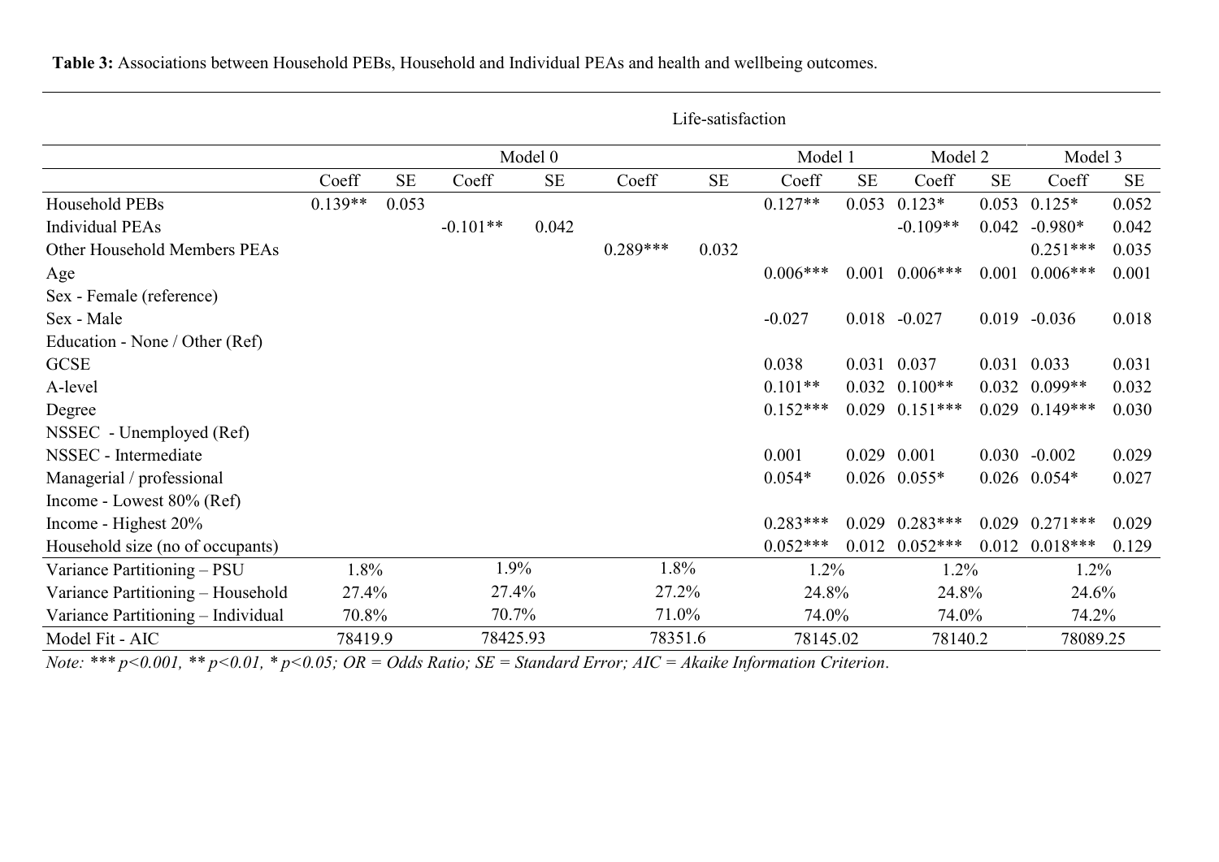**Table 3:** Associations between Household PEBs, Household and Individual PEAs and health and wellbeing outcomes.

| | Life-satisfaction | | | | | | | | | | | |
|---|---|---|---|---|---|---|---|---|---|---|---|---|
| | Model 0 | | | | | | Model 1 | | Model 2 | | Model 3 | |
| | Coeff | SE | Coeff | SE | Coeff | SE | Coeff | SE | Coeff | SE | Coeff | SE |
| Household PEBs | 0.139** | 0.053 | | | | | 0.127** | 0.053 | 0.123* | 0.053 | 0.125* | 0.052 |
| Individual PEAs | | | -0.101** | 0.042 | | | | | -0.109** | 0.042 | -0.980* | 0.042 |
| Other Household Members PEAs | | | | | 0.289*** | 0.032 | | | | | 0.251*** | 0.035 |
| Age | | | | | | | 0.006*** | 0.001 | 0.006*** | 0.001 | 0.006*** | 0.001 |
| Sex - Female (reference) | | | | | | | | | | | | |
| Sex - Male | | | | | | | -0.027 | 0.018 | -0.027 | 0.019 | -0.036 | 0.018 |
| Education - None / Other (Ref) | | | | | | | | | | | | |
| GCSE | | | | | | | 0.038 | 0.031 | 0.037 | 0.031 | 0.033 | 0.031 |
| A-level | | | | | | | 0.101** | 0.032 | 0.100** | 0.032 | 0.099** | 0.032 |
| Degree | | | | | | | 0.152*** | 0.029 | 0.151*** | 0.029 | 0.149*** | 0.030 |
| NSSEC - Unemployed (Ref) | | | | | | | | | | | | |
| NSSEC - Intermediate | | | | | | | 0.001 | 0.029 | 0.001 | 0.030 | -0.002 | 0.029 |
| Managerial / professional | | | | | | | 0.054* | 0.026 | 0.055* | 0.026 | 0.054* | 0.027 |
| Income - Lowest 80% (Ref) | | | | | | | | | | | | |
| Income - Highest 20% | | | | | | | 0.283*** | 0.029 | 0.283*** | 0.029 | 0.271*** | 0.029 |
| Household size (no of occupants) | | | | | | | 0.052*** | 0.012 | 0.052*** | 0.012 | 0.018*** | 0.129 |
| Variance Partitioning – PSU | 1.8% | | 1.9% | | 1.8% | | 1.2% | | 1.2% | | 1.2% | |
| Variance Partitioning – Household | 27.4% | | 27.4% | | 27.2% | | 24.8% | | 24.8% | | 24.6% | |
| Variance Partitioning – Individual | 70.8% | | 70.7% | | 71.0% | | 74.0% | | 74.0% | | 74.2% | |
| Model Fit - AIC | 78419.9 | | 78425.93 | | 78351.6 | | 78145.02 | | 78140.2 | | 78089.25 | |

*Note: *** p<0.001, ** p<0.01, * p<0.05; OR = Odds Ratio; SE = Standard Error; AIC = Akaike Information Criterion.*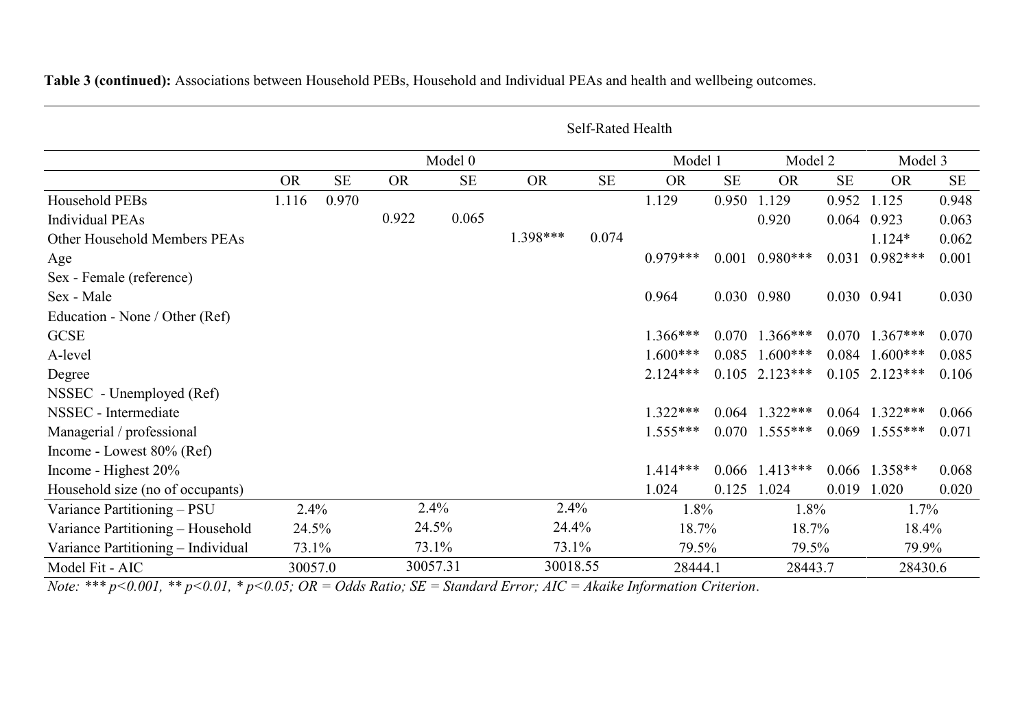**Table 3 (continued):** Associations between Household PEBs, Household and Individual PEAs and health and wellbeing outcomes.

| | Self-Rated Health | | | | | | | | | | | |
|---|---|---|---|---|---|---|---|---|---|---|---|---|
| | Model 0 | | | | | | Model 1 | | Model 2 | | Model 3 | |
| | OR | SE | OR | SE | OR | SE | OR | SE | OR | SE | OR | SE |
| Household PEBs | 1.116 | 0.970 | | | | | 1.129 | 0.950 | 1.129 | 0.952 | 1.125 | 0.948 |
| Individual PEAs | | | 0.922 | 0.065 | | | | | 0.920 | 0.064 | 0.923 | 0.063 |
| Other Household Members PEAs | | | | | 1.398*** | 0.074 | | | | | 1.124* | 0.062 |
| Age | | | | | | | 0.979*** | 0.001 | 0.980*** | 0.031 | 0.982*** | 0.001 |
| Sex - Female (reference) | | | | | | | | | | | | |
| Sex - Male | | | | | | | 0.964 | 0.030 | 0.980 | 0.030 | 0.941 | 0.030 |
| Education - None / Other (Ref) | | | | | | | | | | | | |
| GCSE | | | | | | | 1.366*** | 0.070 | 1.366*** | 0.070 | 1.367*** | 0.070 |
| A-level | | | | | | | 1.600*** | 0.085 | 1.600*** | 0.084 | 1.600*** | 0.085 |
| Degree | | | | | | | 2.124*** | 0.105 | 2.123*** | 0.105 | 2.123*** | 0.106 |
| NSSEC - Unemployed (Ref) | | | | | | | | | | | | |
| NSSEC - Intermediate | | | | | | | 1.322*** | 0.064 | 1.322*** | 0.064 | 1.322*** | 0.066 |
| Managerial / professional | | | | | | | 1.555*** | 0.070 | 1.555*** | 0.069 | 1.555*** | 0.071 |
| Income - Lowest 80% (Ref) | | | | | | | | | | | | |
| Income - Highest 20% | | | | | | | 1.414*** | 0.066 | 1.413*** | 0.066 | 1.358** | 0.068 |
| Household size (no of occupants) | | | | | | | 1.024 | 0.125 | 1.024 | 0.019 | 1.020 | 0.020 |
| Variance Partitioning – PSU | 2.4% | | 2.4% | | 2.4% | | 1.8% | | 1.8% | | 1.7% | |
| Variance Partitioning – Household | 24.5% | | 24.5% | | 24.4% | | 18.7% | | 18.7% | | 18.4% | |
| Variance Partitioning – Individual | 73.1% | | 73.1% | | 73.1% | | 79.5% | | 79.5% | | 79.9% | |
| Model Fit - AIC | 30057.0 | | 30057.31 | | 30018.55 | | 28444.1 | | 28443.7 | | 28430.6 | |

*Note: *** p<0.001, ** p<0.01, * p<0.05; OR = Odds Ratio; SE = Standard Error; AIC = Akaike Information Criterion.*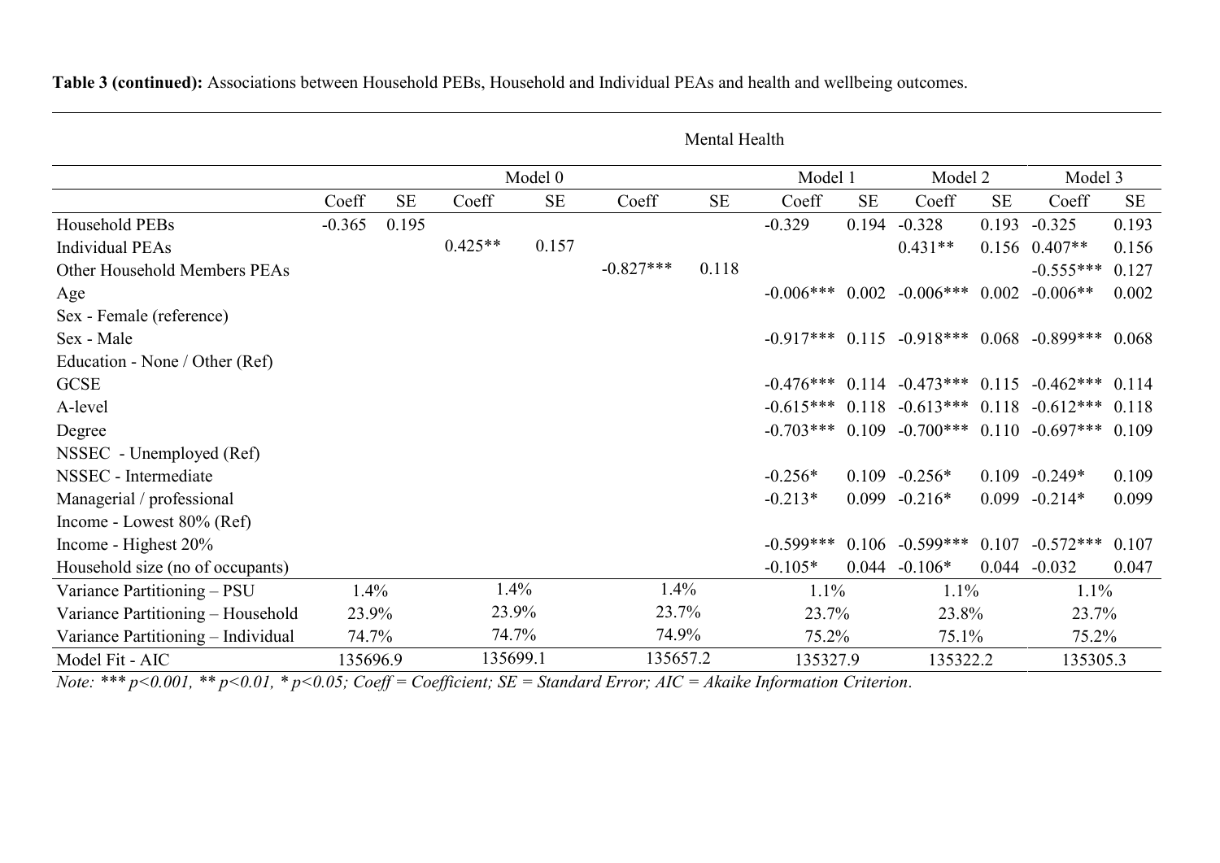**Table 3 (continued):** Associations between Household PEBs, Household and Individual PEAs and health and wellbeing outcomes.

| | Mental Health | | | | | | | | | | | |
|---|---|---|---|---|---|---|---|---|---|---|---|---|
| | | | Model 0 | | | | Model 1 | | Model 2 | | Model 3 | |
| | Coeff | SE | Coeff | SE | Coeff | SE | Coeff | SE | Coeff | SE | Coeff | SE |
| Household PEBs | -0.365 | 0.195 | | | | | -0.329 | 0.194 | -0.328 | 0.193 | -0.325 | 0.193 |
| Individual PEAs | | | 0.425** | 0.157 | | | | | 0.431** | 0.156 | 0.407** | 0.156 |
| Other Household Members PEAs | | | | | -0.827*** | 0.118 | | | | | -0.555*** | 0.127 |
| Age | | | | | | | -0.006*** | 0.002 | -0.006*** | 0.002 | -0.006** | 0.002 |
| Sex - Female (reference) | | | | | | | | | | | | |
| Sex - Male | | | | | | | -0.917*** | 0.115 | -0.918*** | 0.068 | -0.899*** | 0.068 |
| Education - None / Other (Ref) | | | | | | | | | | | | |
| GCSE | | | | | | | -0.476*** | 0.114 | -0.473*** | 0.115 | -0.462*** | 0.114 |
| A-level | | | | | | | -0.615*** | 0.118 | -0.613*** | 0.118 | -0.612*** | 0.118 |
| Degree | | | | | | | -0.703*** | 0.109 | -0.700*** | 0.110 | -0.697*** | 0.109 |
| NSSEC - Unemployed (Ref) | | | | | | | | | | | | |
| NSSEC - Intermediate | | | | | | | -0.256* | 0.109 | -0.256* | 0.109 | -0.249* | 0.109 |
| Managerial / professional | | | | | | | -0.213* | 0.099 | -0.216* | 0.099 | -0.214* | 0.099 |
| Income - Lowest 80% (Ref) | | | | | | | | | | | | |
| Income - Highest 20% | | | | | | | -0.599*** | 0.106 | -0.599*** | 0.107 | -0.572*** | 0.107 |
| Household size (no of occupants) | | | | | | | -0.105* | 0.044 | -0.106* | 0.044 | -0.032 | 0.047 |
| Variance Partitioning – PSU | 1.4% | | 1.4% | | 1.4% | | 1.1% | | 1.1% | | 1.1% | |
| Variance Partitioning – Household | 23.9% | | 23.9% | | 23.7% | | 23.7% | | 23.8% | | 23.7% | |
| Variance Partitioning – Individual | 74.7% | | 74.7% | | 74.9% | | 75.2% | | 75.1% | | 75.2% | |
| Model Fit - AIC | 135696.9 | | 135699.1 | | 135657.2 | | 135327.9 | | 135322.2 | | 135305.3 | |

*Note: *** p<0.001, ** p<0.01, * p<0.05; Coeff = Coefficient; SE = Standard Error; AIC = Akaike Information Criterion.*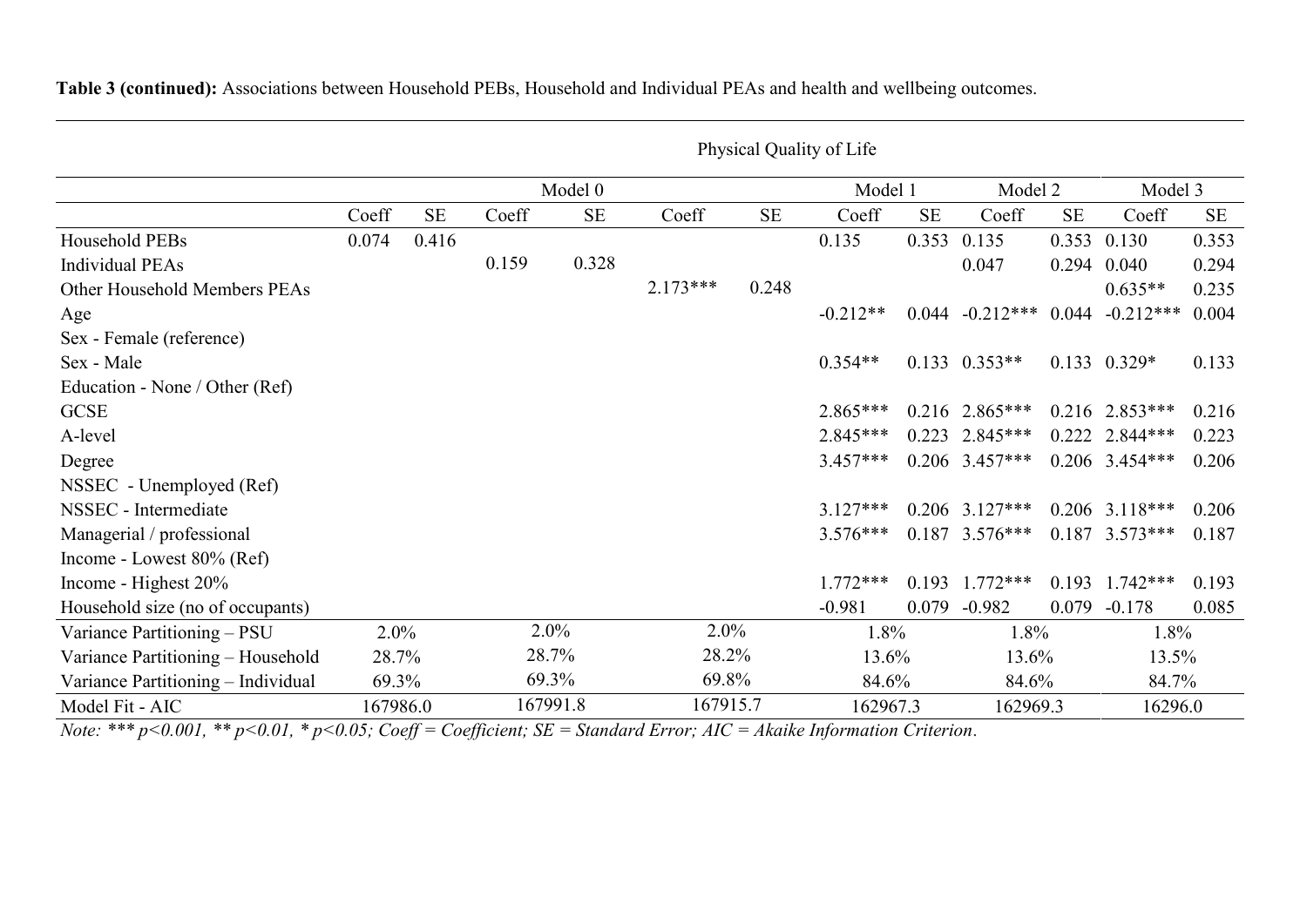**Table 3 (continued):** Associations between Household PEBs, Household and Individual PEAs and health and wellbeing outcomes.

| | Physical Quality of Life | | | | | | | | | | | |
|---|---|---|---|---|---|---|---|---|---|---|---|---|
| | Model 0 | | | | | | Model 1 | | Model 2 | | Model 3 | |
| | Coeff | SE | Coeff | SE | Coeff | SE | Coeff | SE | Coeff | SE | Coeff | SE |
| Household PEBs | 0.074 | 0.416 | | | | | 0.135 | 0.353 | 0.135 | 0.353 | 0.130 | 0.353 |
| Individual PEAs | | | 0.159 | 0.328 | | | | | 0.047 | 0.294 | 0.040 | 0.294 |
| Other Household Members PEAs | | | | | 2.173*** | 0.248 | | | | | 0.635** | 0.235 |
| Age | | | | | | | -0.212** | 0.044 | -0.212*** | 0.044 | -0.212*** | 0.004 |
| Sex - Female (reference) | | | | | | | | | | | | |
| Sex - Male | | | | | | | 0.354** | 0.133 | 0.353** | 0.133 | 0.329* | 0.133 |
| Education - None / Other (Ref) | | | | | | | | | | | | |
| GCSE | | | | | | | 2.865*** | 0.216 | 2.865*** | 0.216 | 2.853*** | 0.216 |
| A-level | | | | | | | 2.845*** | 0.223 | 2.845*** | 0.222 | 2.844*** | 0.223 |
| Degree | | | | | | | 3.457*** | 0.206 | 3.457*** | 0.206 | 3.454*** | 0.206 |
| NSSEC - Unemployed (Ref) | | | | | | | | | | | | |
| NSSEC - Intermediate | | | | | | | 3.127*** | 0.206 | 3.127*** | 0.206 | 3.118*** | 0.206 |
| Managerial / professional | | | | | | | 3.576*** | 0.187 | 3.576*** | 0.187 | 3.573*** | 0.187 |
| Income - Lowest 80% (Ref) | | | | | | | | | | | | |
| Income - Highest 20% | | | | | | | 1.772*** | 0.193 | 1.772*** | 0.193 | 1.742*** | 0.193 |
| Household size (no of occupants) | | | | | | | -0.981 | 0.079 | -0.982 | 0.079 | -0.178 | 0.085 |
| Variance Partitioning – PSU | 2.0% | | 2.0% | | 2.0% | | 1.8% | | 1.8% | | 1.8% | |
| Variance Partitioning – Household | 28.7% | | 28.7% | | 28.2% | | 13.6% | | 13.6% | | 13.5% | |
| Variance Partitioning – Individual | 69.3% | | 69.3% | | 69.8% | | 84.6% | | 84.6% | | 84.7% | |
| Model Fit - AIC | 167986.0 | | 167991.8 | | 167915.7 | | 162967.3 | | 162969.3 | | 16296.0 | |

*Note: \*\*\* p<0.001, \*\* p<0.01, \* p<0.05; Coeff = Coefficient; SE = Standard Error; AIC = Akaike Information Criterion.*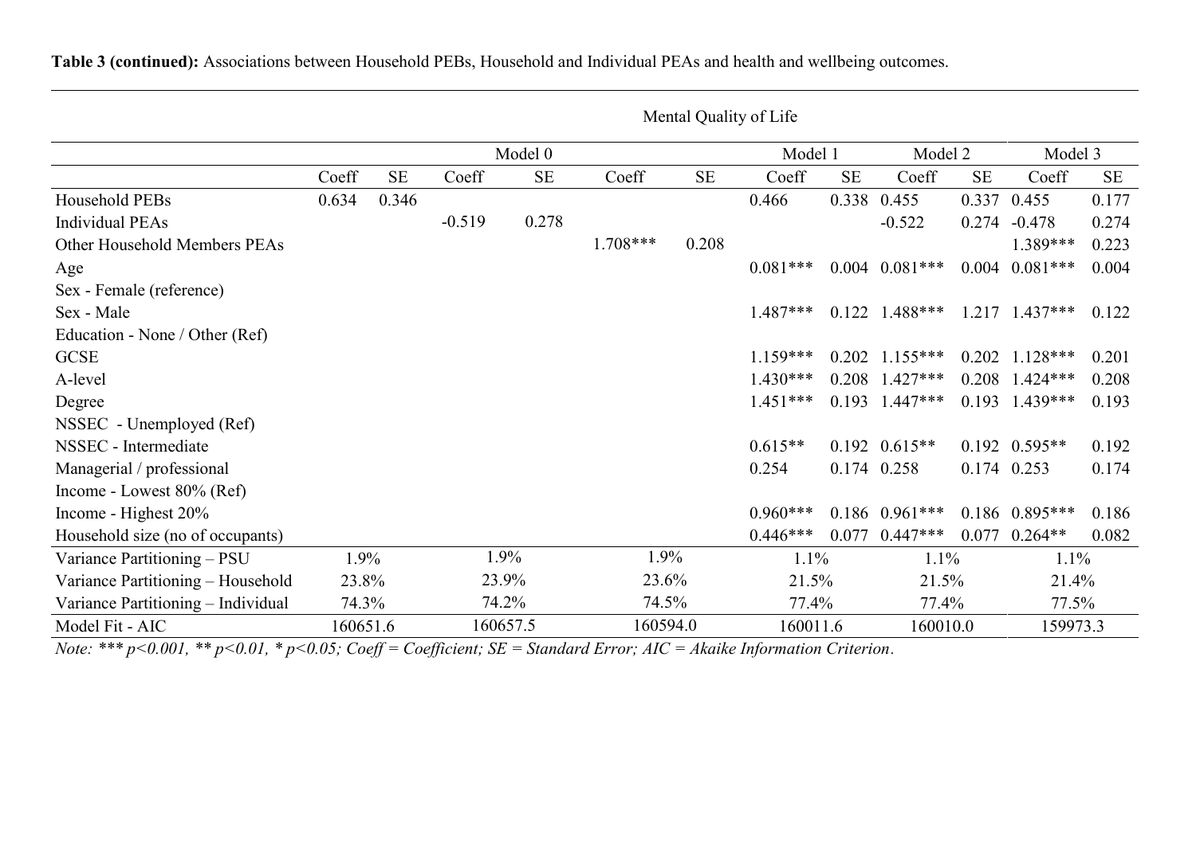**Table 3 (continued):** Associations between Household PEBs, Household and Individual PEAs and health and wellbeing outcomes.

| | Mental Quality of Life | | | | | | | | | | | |
|---|---|---|---|---|---|---|---|---|---|---|---|---|
| | Model 0 | | | | | | Model 1 | | Model 2 | | Model 3 | |
| | Coeff | SE | Coeff | SE | Coeff | SE | Coeff | SE | Coeff | SE | Coeff | SE |
| Household PEBs | 0.634 | 0.346 | | | | | 0.466 | 0.338 | 0.455 | 0.337 | 0.455 | 0.177 |
| Individual PEAs | | | -0.519 | 0.278 | | | | | -0.522 | 0.274 | -0.478 | 0.274 |
| Other Household Members PEAs | | | | | 1.708*** | 0.208 | | | | | 1.389*** | 0.223 |
| Age | | | | | | | 0.081*** | 0.004 | 0.081*** | 0.004 | 0.081*** | 0.004 |
| Sex - Female (reference) | | | | | | | | | | | | |
| Sex - Male | | | | | | | 1.487*** | 0.122 | 1.488*** | 1.217 | 1.437*** | 0.122 |
| Education - None / Other (Ref) | | | | | | | | | | | | |
| GCSE | | | | | | | 1.159*** | 0.202 | 1.155*** | 0.202 | 1.128*** | 0.201 |
| A-level | | | | | | | 1.430*** | 0.208 | 1.427*** | 0.208 | 1.424*** | 0.208 |
| Degree | | | | | | | 1.451*** | 0.193 | 1.447*** | 0.193 | 1.439*** | 0.193 |
| NSSEC - Unemployed (Ref) | | | | | | | | | | | | |
| NSSEC - Intermediate | | | | | | | 0.615** | 0.192 | 0.615** | 0.192 | 0.595** | 0.192 |
| Managerial / professional | | | | | | | 0.254 | 0.174 | 0.258 | 0.174 | 0.253 | 0.174 |
| Income - Lowest 80% (Ref) | | | | | | | | | | | | |
| Income - Highest 20% | | | | | | | 0.960*** | 0.186 | 0.961*** | 0.186 | 0.895*** | 0.186 |
| Household size (no of occupants) | | | | | | | 0.446*** | 0.077 | 0.447*** | 0.077 | 0.264** | 0.082 |
| Variance Partitioning – PSU | 1.9% | | 1.9% | | 1.9% | | 1.1% | | 1.1% | | 1.1% | |
| Variance Partitioning – Household | 23.8% | | 23.9% | | 23.6% | | 21.5% | | 21.5% | | 21.4% | |
| Variance Partitioning – Individual | 74.3% | | 74.2% | | 74.5% | | 77.4% | | 77.4% | | 77.5% | |
| Model Fit - AIC | 160651.6 | | 160657.5 | | 160594.0 | | 160011.6 | | 160010.0 | | 159973.3 | |

*Note: *** $p<0.001$, ** $p<0.01$, * $p<0.05$; Coeff = Coefficient; SE = Standard Error; AIC = Akaike Information Criterion.*